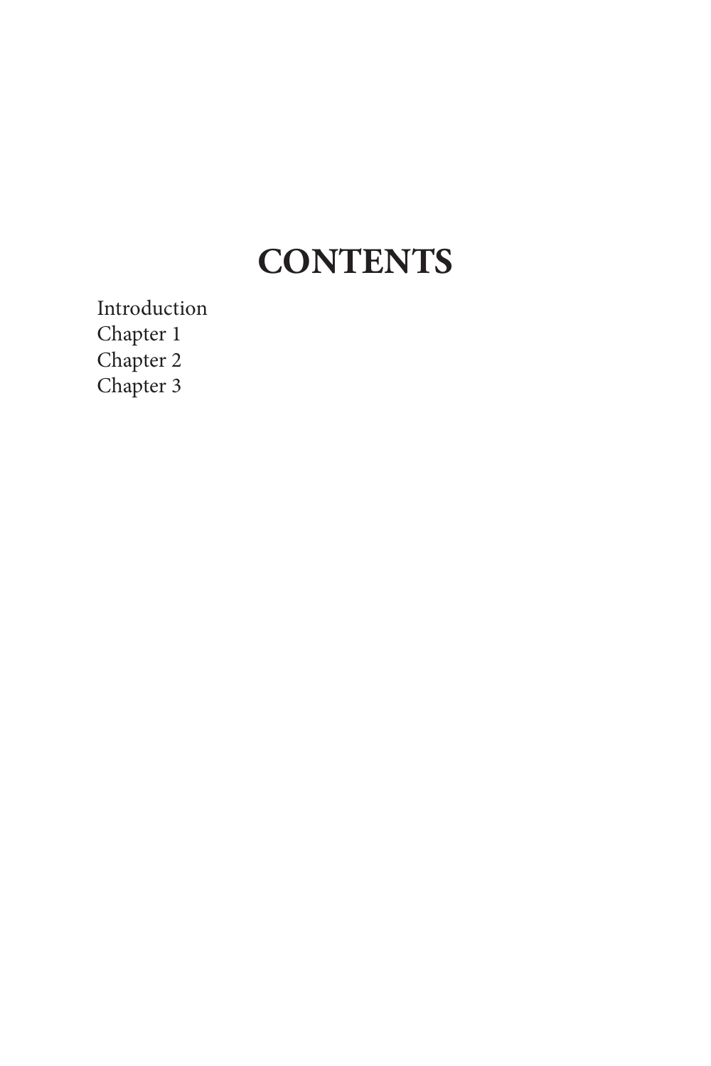# CONTENTS

Introduction
Chapter 1
Chapter 2
Chapter 3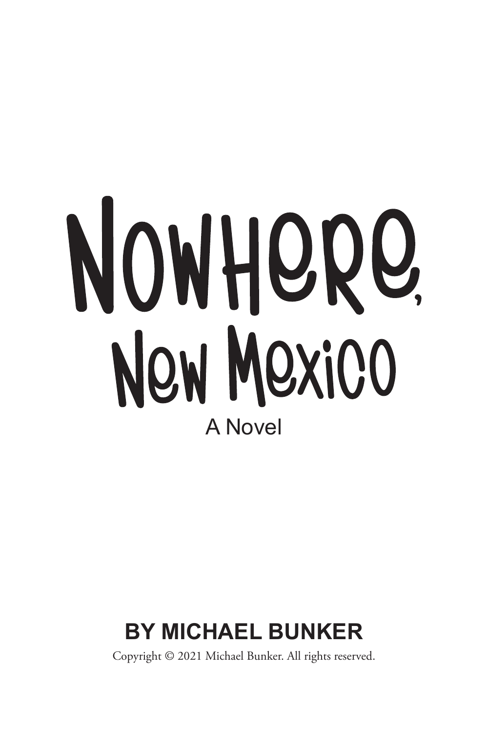# Nowhere, New Mexico

A Novel

**BY MICHAEL BUNKER**

Copyright © 2021 Michael Bunker. All rights reserved.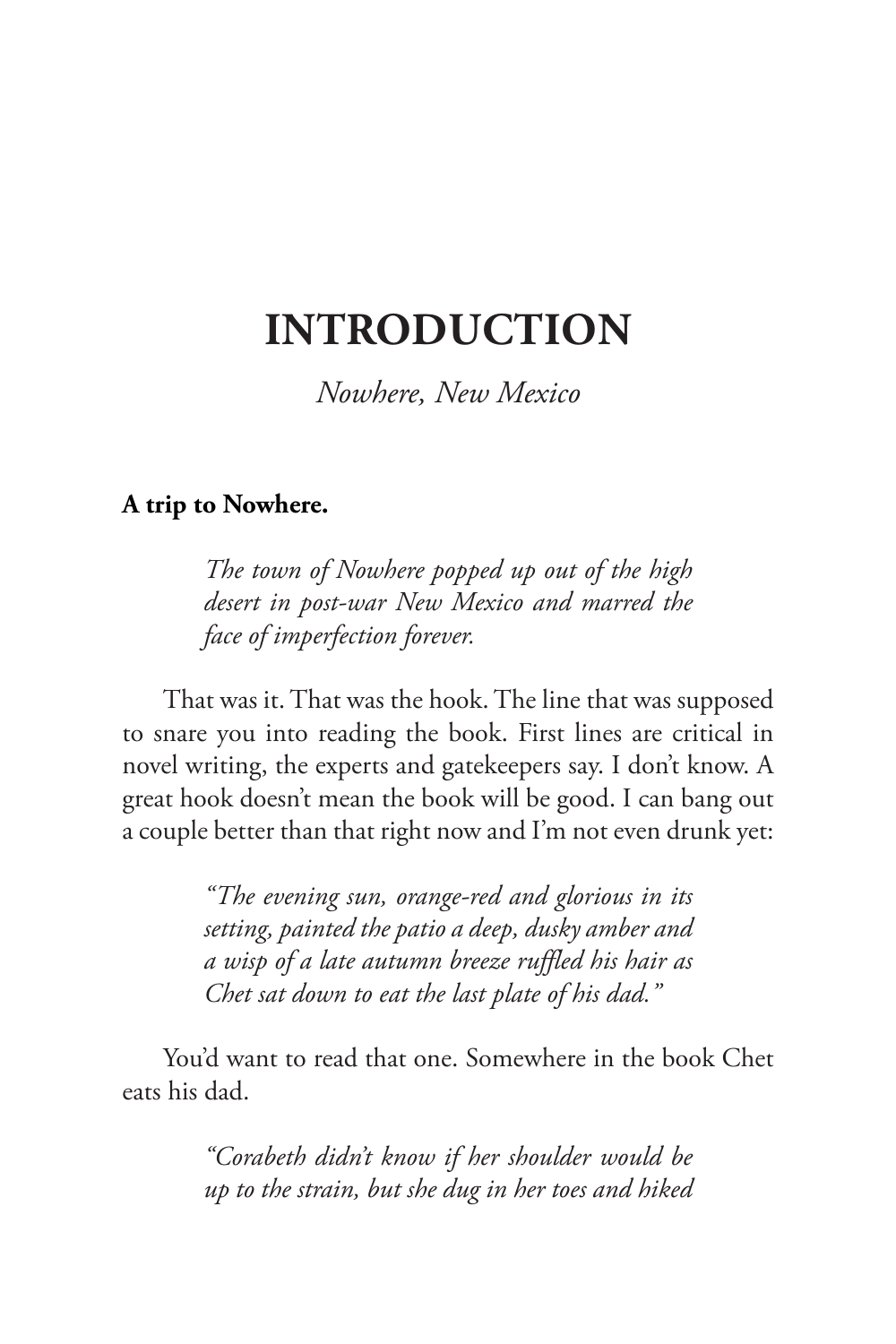# INTRODUCTION

*Nowhere, New Mexico*

**A trip to Nowhere.**

> *The town of Nowhere popped up out of the high desert in post-war New Mexico and marred the face of imperfection forever.*

That was it. That was the hook. The line that was supposed to snare you into reading the book. First lines are critical in novel writing, the experts and gatekeepers say. I don't know. A great hook doesn't mean the book will be good. I can bang out a couple better than that right now and I'm not even drunk yet:

> *"The evening sun, orange-red and glorious in its setting, painted the patio a deep, dusky amber and a wisp of a late autumn breeze ruffled his hair as Chet sat down to eat the last plate of his dad."*

You'd want to read that one. Somewhere in the book Chet eats his dad.

> *"Corabeth didn't know if her shoulder would be up to the strain, but she dug in her toes and hiked*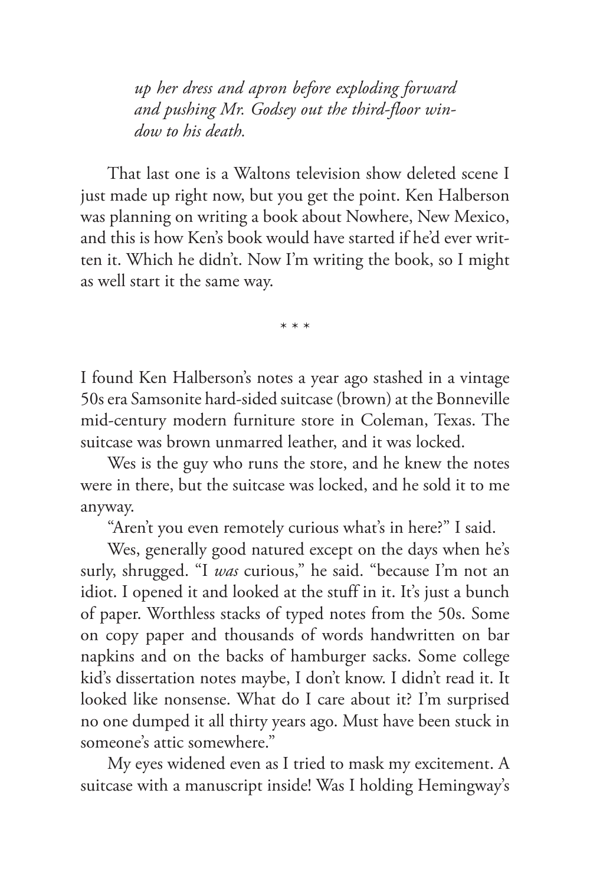*up her dress and apron before exploding forward and pushing Mr. Godsey out the third-floor window to his death.*

That last one is a Waltons television show deleted scene I just made up right now, but you get the point. Ken Halberson was planning on writing a book about Nowhere, New Mexico, and this is how Ken's book would have started if he'd ever written it. Which he didn't. Now I'm writing the book, so I might as well start it the same way.

\* \* \*

I found Ken Halberson's notes a year ago stashed in a vintage 50s era Samsonite hard-sided suitcase (brown) at the Bonneville mid-century modern furniture store in Coleman, Texas. The suitcase was brown unmarred leather, and it was locked.

Wes is the guy who runs the store, and he knew the notes were in there, but the suitcase was locked, and he sold it to me anyway.

"Aren't you even remotely curious what's in here?" I said.

Wes, generally good natured except on the days when he's surly, shrugged. "I *was* curious," he said. "because I'm not an idiot. I opened it and looked at the stuff in it. It's just a bunch of paper. Worthless stacks of typed notes from the 50s. Some on copy paper and thousands of words handwritten on bar napkins and on the backs of hamburger sacks. Some college kid's dissertation notes maybe, I don't know. I didn't read it. It looked like nonsense. What do I care about it? I'm surprised no one dumped it all thirty years ago. Must have been stuck in someone's attic somewhere."

My eyes widened even as I tried to mask my excitement. A suitcase with a manuscript inside! Was I holding Hemingway's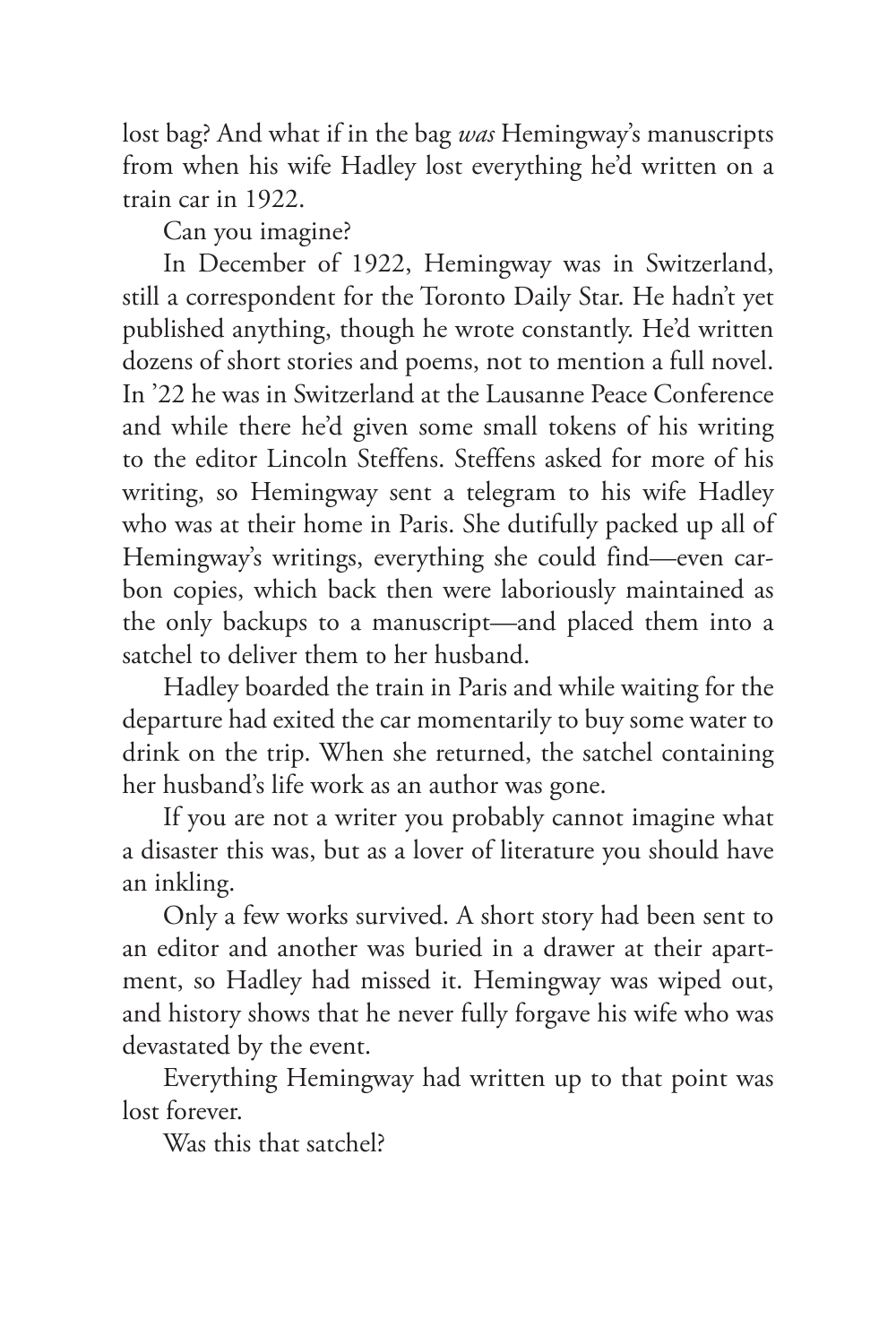lost bag? And what if in the bag *was* Hemingway's manuscripts from when his wife Hadley lost everything he'd written on a train car in 1922.

Can you imagine?

In December of 1922, Hemingway was in Switzerland, still a correspondent for the Toronto Daily Star. He hadn't yet published anything, though he wrote constantly. He'd written dozens of short stories and poems, not to mention a full novel. In '22 he was in Switzerland at the Lausanne Peace Conference and while there he'd given some small tokens of his writing to the editor Lincoln Steffens. Steffens asked for more of his writing, so Hemingway sent a telegram to his wife Hadley who was at their home in Paris. She dutifully packed up all of Hemingway's writings, everything she could find—even carbon copies, which back then were laboriously maintained as the only backups to a manuscript—and placed them into a satchel to deliver them to her husband.

Hadley boarded the train in Paris and while waiting for the departure had exited the car momentarily to buy some water to drink on the trip. When she returned, the satchel containing her husband's life work as an author was gone.

If you are not a writer you probably cannot imagine what a disaster this was, but as a lover of literature you should have an inkling.

Only a few works survived. A short story had been sent to an editor and another was buried in a drawer at their apartment, so Hadley had missed it. Hemingway was wiped out, and history shows that he never fully forgave his wife who was devastated by the event.

Everything Hemingway had written up to that point was lost forever.

Was this that satchel?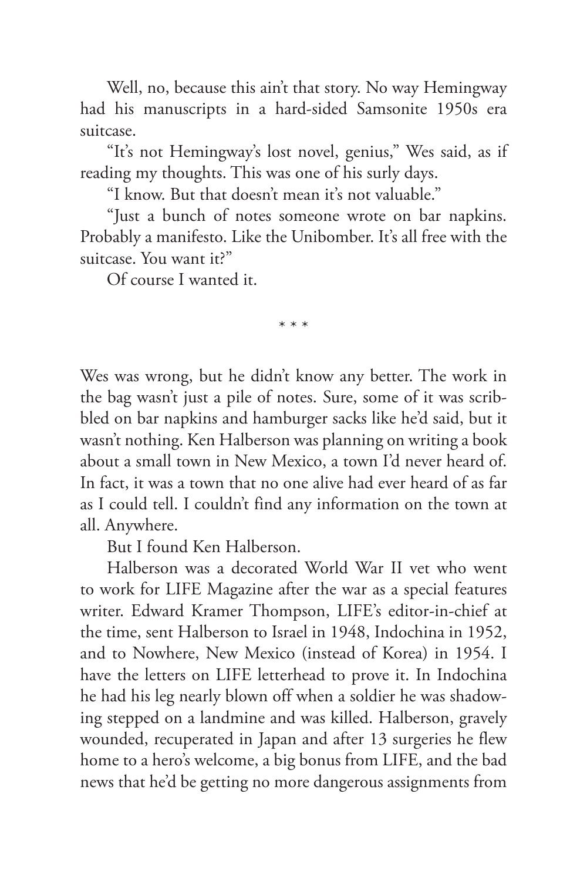Well, no, because this ain't that story. No way Hemingway had his manuscripts in a hard-sided Samsonite 1950s era suitcase.

"It's not Hemingway's lost novel, genius," Wes said, as if reading my thoughts. This was one of his surly days.

"I know. But that doesn't mean it's not valuable."

"Just a bunch of notes someone wrote on bar napkins. Probably a manifesto. Like the Unibomber. It's all free with the suitcase. You want it?"

Of course I wanted it.

\* \* \*

Wes was wrong, but he didn't know any better. The work in the bag wasn't just a pile of notes. Sure, some of it was scribbled on bar napkins and hamburger sacks like he'd said, but it wasn't nothing. Ken Halberson was planning on writing a book about a small town in New Mexico, a town I'd never heard of. In fact, it was a town that no one alive had ever heard of as far as I could tell. I couldn't find any information on the town at all. Anywhere.

But I found Ken Halberson.

Halberson was a decorated World War II vet who went to work for LIFE Magazine after the war as a special features writer. Edward Kramer Thompson, LIFE's editor-in-chief at the time, sent Halberson to Israel in 1948, Indochina in 1952, and to Nowhere, New Mexico (instead of Korea) in 1954. I have the letters on LIFE letterhead to prove it. In Indochina he had his leg nearly blown off when a soldier he was shadowing stepped on a landmine and was killed. Halberson, gravely wounded, recuperated in Japan and after 13 surgeries he flew home to a hero's welcome, a big bonus from LIFE, and the bad news that he'd be getting no more dangerous assignments from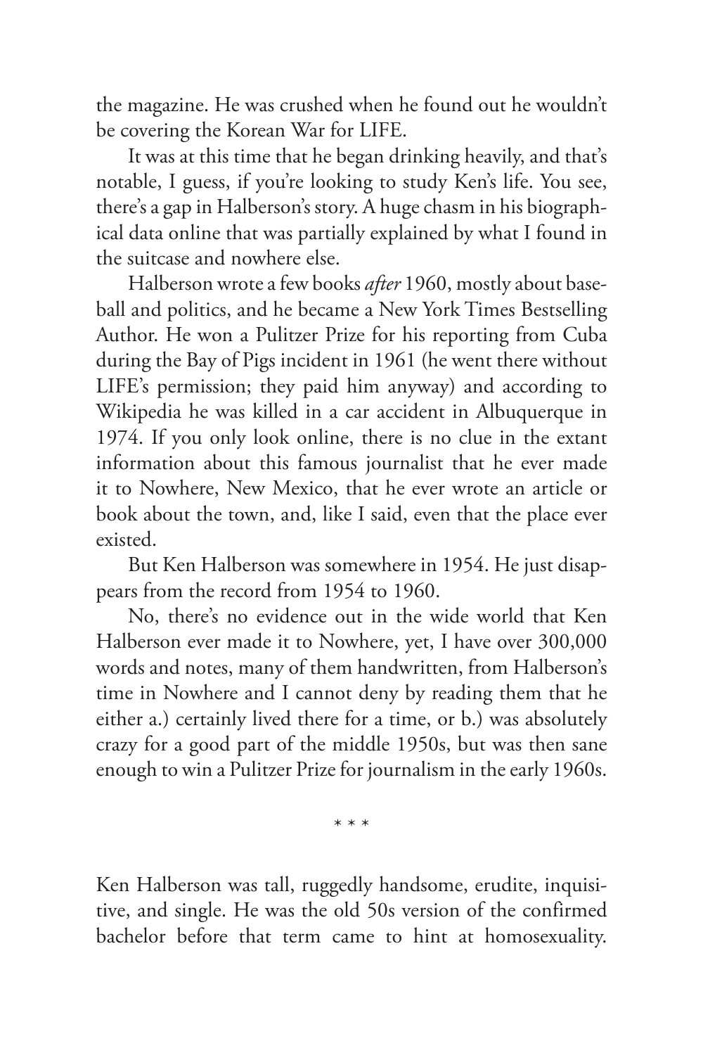the magazine. He was crushed when he found out he wouldn't be covering the Korean War for LIFE.

It was at this time that he began drinking heavily, and that's notable, I guess, if you're looking to study Ken's life. You see, there's a gap in Halberson's story. A huge chasm in his biographical data online that was partially explained by what I found in the suitcase and nowhere else.

Halberson wrote a few books *after* 1960, mostly about baseball and politics, and he became a New York Times Bestselling Author. He won a Pulitzer Prize for his reporting from Cuba during the Bay of Pigs incident in 1961 (he went there without LIFE's permission; they paid him anyway) and according to Wikipedia he was killed in a car accident in Albuquerque in 1974. If you only look online, there is no clue in the extant information about this famous journalist that he ever made it to Nowhere, New Mexico, that he ever wrote an article or book about the town, and, like I said, even that the place ever existed.

But Ken Halberson was somewhere in 1954. He just disappears from the record from 1954 to 1960.

No, there's no evidence out in the wide world that Ken Halberson ever made it to Nowhere, yet, I have over 300,000 words and notes, many of them handwritten, from Halberson's time in Nowhere and I cannot deny by reading them that he either a.) certainly lived there for a time, or b.) was absolutely crazy for a good part of the middle 1950s, but was then sane enough to win a Pulitzer Prize for journalism in the early 1960s.

\* \* \*

Ken Halberson was tall, ruggedly handsome, erudite, inquisitive, and single. He was the old 50s version of the confirmed bachelor before that term came to hint at homosexuality.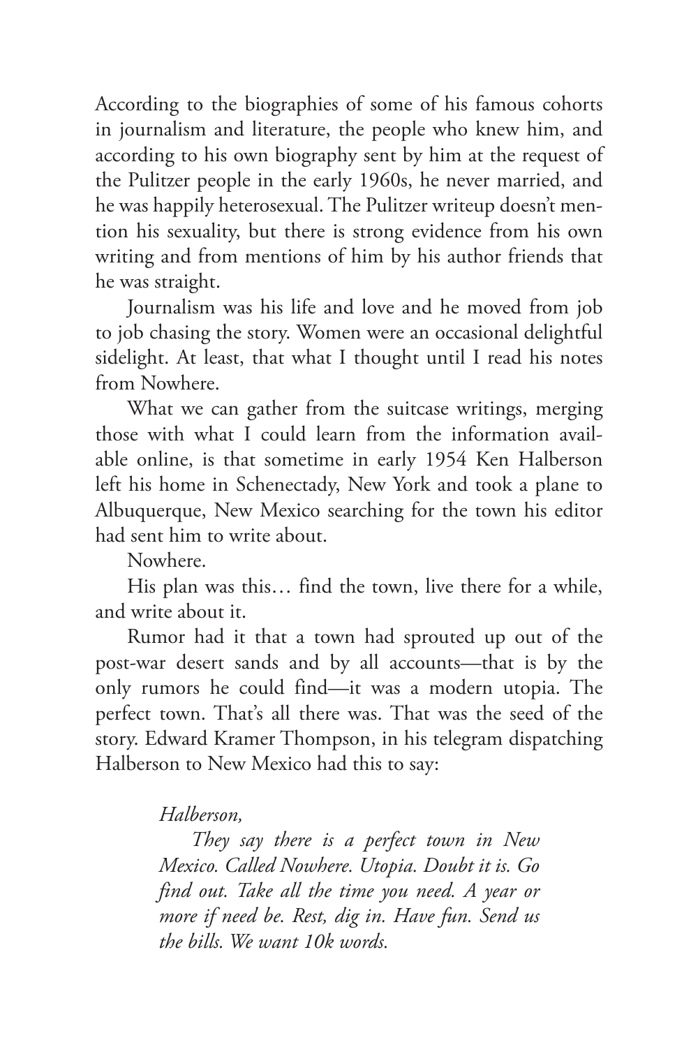According to the biographies of some of his famous cohorts in journalism and literature, the people who knew him, and according to his own biography sent by him at the request of the Pulitzer people in the early 1960s, he never married, and he was happily heterosexual. The Pulitzer writeup doesn't mention his sexuality, but there is strong evidence from his own writing and from mentions of him by his author friends that he was straight.

Journalism was his life and love and he moved from job to job chasing the story. Women were an occasional delightful sidelight. At least, that what I thought until I read his notes from Nowhere.

What we can gather from the suitcase writings, merging those with what I could learn from the information available online, is that sometime in early 1954 Ken Halberson left his home in Schenectady, New York and took a plane to Albuquerque, New Mexico searching for the town his editor had sent him to write about.

Nowhere.

His plan was this… find the town, live there for a while, and write about it.

Rumor had it that a town had sprouted up out of the post-war desert sands and by all accounts—that is by the only rumors he could find—it was a modern utopia. The perfect town. That's all there was. That was the seed of the story. Edward Kramer Thompson, in his telegram dispatching Halberson to New Mexico had this to say:

> *Halberson,*
>
> *They say there is a perfect town in New Mexico. Called Nowhere. Utopia. Doubt it is. Go find out. Take all the time you need. A year or more if need be. Rest, dig in. Have fun. Send us the bills. We want 10k words.*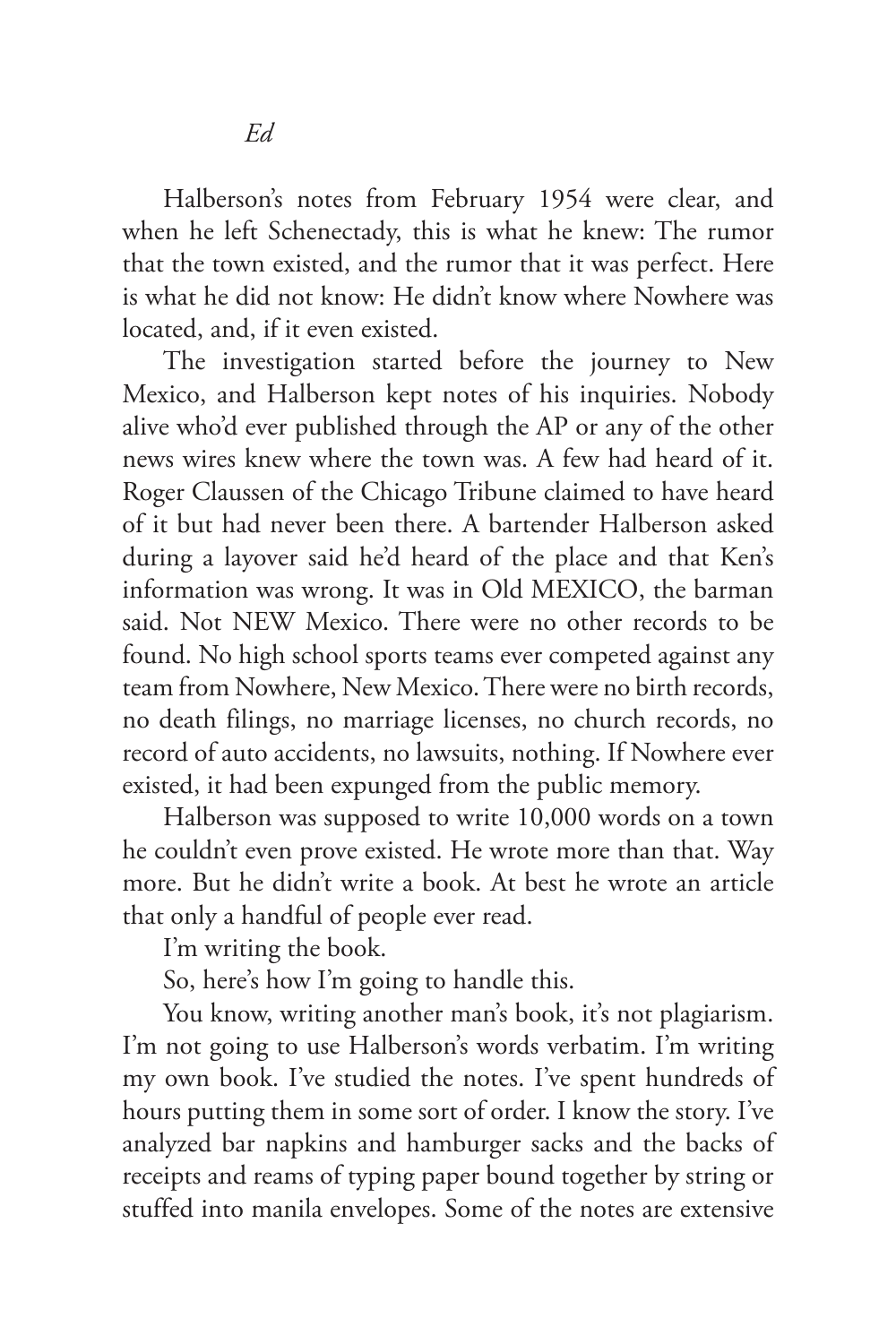*Ed*

Halberson's notes from February 1954 were clear, and when he left Schenectady, this is what he knew: The rumor that the town existed, and the rumor that it was perfect. Here is what he did not know: He didn't know where Nowhere was located, and, if it even existed.

The investigation started before the journey to New Mexico, and Halberson kept notes of his inquiries. Nobody alive who'd ever published through the AP or any of the other news wires knew where the town was. A few had heard of it. Roger Claussen of the Chicago Tribune claimed to have heard of it but had never been there. A bartender Halberson asked during a layover said he'd heard of the place and that Ken's information was wrong. It was in Old MEXICO, the barman said. Not NEW Mexico. There were no other records to be found. No high school sports teams ever competed against any team from Nowhere, New Mexico. There were no birth records, no death filings, no marriage licenses, no church records, no record of auto accidents, no lawsuits, nothing. If Nowhere ever existed, it had been expunged from the public memory.

Halberson was supposed to write 10,000 words on a town he couldn't even prove existed. He wrote more than that. Way more. But he didn't write a book. At best he wrote an article that only a handful of people ever read.

I'm writing the book.

So, here's how I'm going to handle this.

You know, writing another man's book, it's not plagiarism. I'm not going to use Halberson's words verbatim. I'm writing my own book. I've studied the notes. I've spent hundreds of hours putting them in some sort of order. I know the story. I've analyzed bar napkins and hamburger sacks and the backs of receipts and reams of typing paper bound together by string or stuffed into manila envelopes. Some of the notes are extensive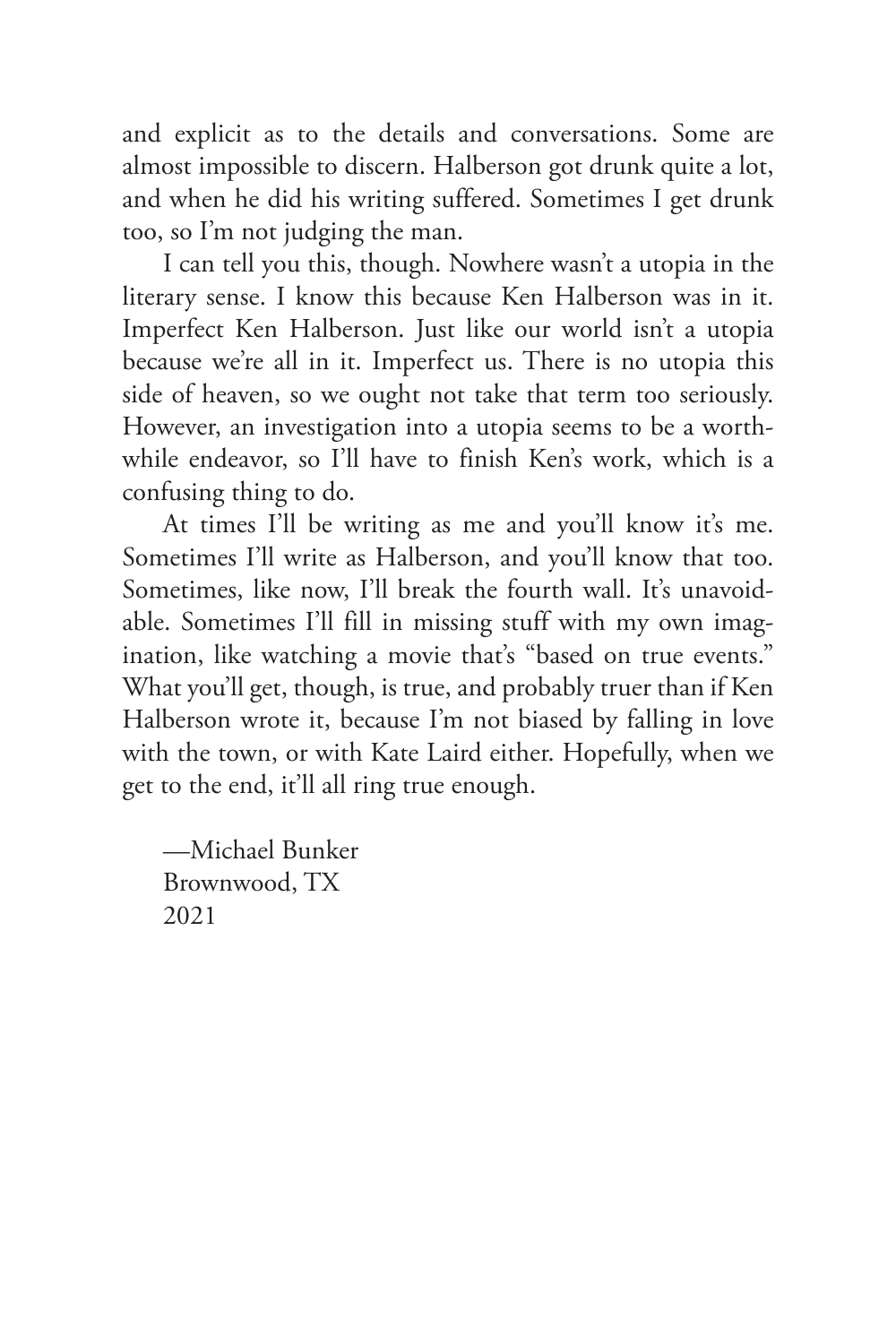and explicit as to the details and conversations. Some are almost impossible to discern. Halberson got drunk quite a lot, and when he did his writing suffered. Sometimes I get drunk too, so I'm not judging the man.

I can tell you this, though. Nowhere wasn't a utopia in the literary sense. I know this because Ken Halberson was in it. Imperfect Ken Halberson. Just like our world isn't a utopia because we're all in it. Imperfect us. There is no utopia this side of heaven, so we ought not take that term too seriously. However, an investigation into a utopia seems to be a worthwhile endeavor, so I'll have to finish Ken's work, which is a confusing thing to do.

At times I'll be writing as me and you'll know it's me. Sometimes I'll write as Halberson, and you'll know that too. Sometimes, like now, I'll break the fourth wall. It's unavoidable. Sometimes I'll fill in missing stuff with my own imagination, like watching a movie that's "based on true events." What you'll get, though, is true, and probably truer than if Ken Halberson wrote it, because I'm not biased by falling in love with the town, or with Kate Laird either. Hopefully, when we get to the end, it'll all ring true enough.

—Michael Bunker
Brownwood, TX
2021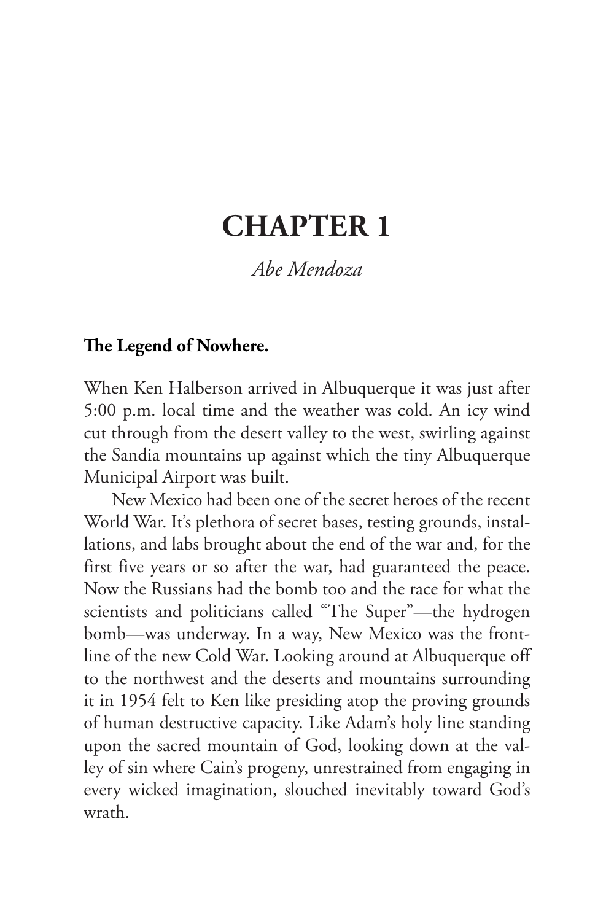# CHAPTER 1

*Abe Mendoza*

**The Legend of Nowhere.**

When Ken Halberson arrived in Albuquerque it was just after 5:00 p.m. local time and the weather was cold. An icy wind cut through from the desert valley to the west, swirling against the Sandia mountains up against which the tiny Albuquerque Municipal Airport was built.

New Mexico had been one of the secret heroes of the recent World War. It's plethora of secret bases, testing grounds, installations, and labs brought about the end of the war and, for the first five years or so after the war, had guaranteed the peace. Now the Russians had the bomb too and the race for what the scientists and politicians called "The Super"—the hydrogen bomb—was underway. In a way, New Mexico was the frontline of the new Cold War. Looking around at Albuquerque off to the northwest and the deserts and mountains surrounding it in 1954 felt to Ken like presiding atop the proving grounds of human destructive capacity. Like Adam's holy line standing upon the sacred mountain of God, looking down at the valley of sin where Cain's progeny, unrestrained from engaging in every wicked imagination, slouched inevitably toward God's wrath.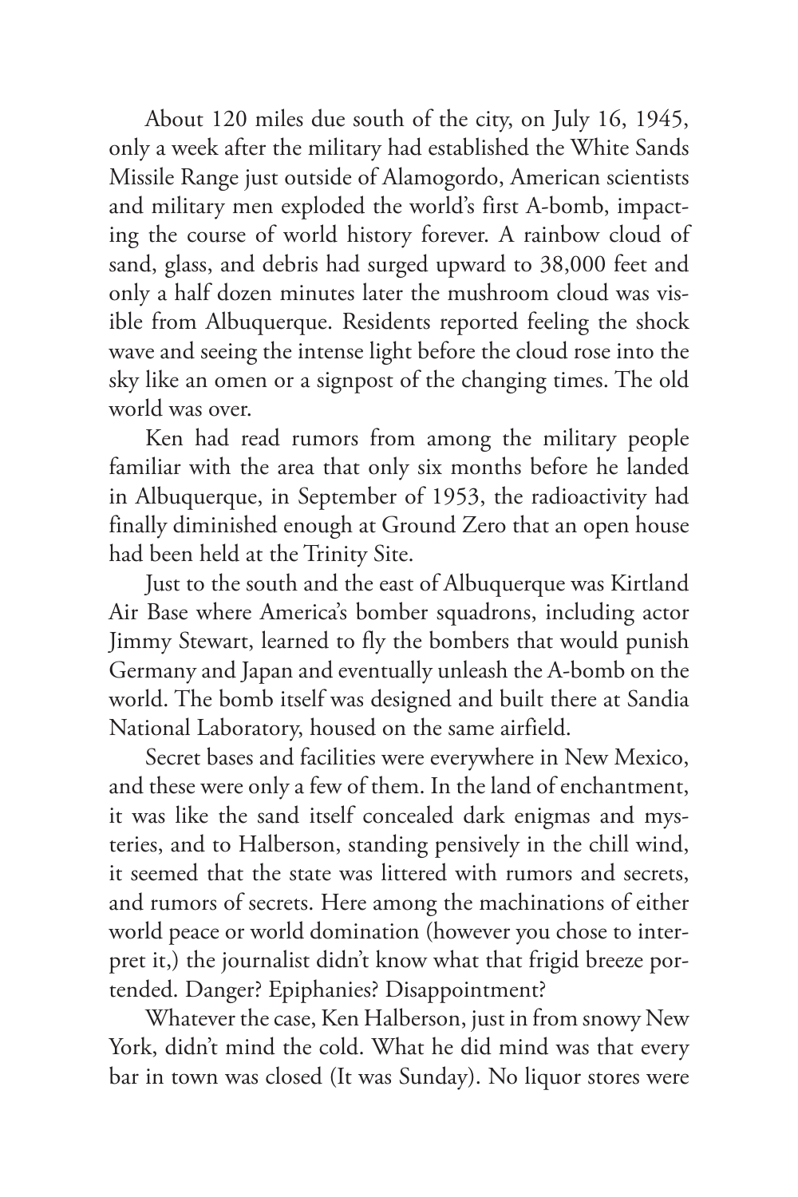About 120 miles due south of the city, on July 16, 1945, only a week after the military had established the White Sands Missile Range just outside of Alamogordo, American scientists and military men exploded the world's first A-bomb, impacting the course of world history forever. A rainbow cloud of sand, glass, and debris had surged upward to 38,000 feet and only a half dozen minutes later the mushroom cloud was visible from Albuquerque. Residents reported feeling the shock wave and seeing the intense light before the cloud rose into the sky like an omen or a signpost of the changing times. The old world was over.

Ken had read rumors from among the military people familiar with the area that only six months before he landed in Albuquerque, in September of 1953, the radioactivity had finally diminished enough at Ground Zero that an open house had been held at the Trinity Site.

Just to the south and the east of Albuquerque was Kirtland Air Base where America's bomber squadrons, including actor Jimmy Stewart, learned to fly the bombers that would punish Germany and Japan and eventually unleash the A-bomb on the world. The bomb itself was designed and built there at Sandia National Laboratory, housed on the same airfield.

Secret bases and facilities were everywhere in New Mexico, and these were only a few of them. In the land of enchantment, it was like the sand itself concealed dark enigmas and mysteries, and to Halberson, standing pensively in the chill wind, it seemed that the state was littered with rumors and secrets, and rumors of secrets. Here among the machinations of either world peace or world domination (however you chose to interpret it,) the journalist didn't know what that frigid breeze portended. Danger? Epiphanies? Disappointment?

Whatever the case, Ken Halberson, just in from snowy New York, didn't mind the cold. What he did mind was that every bar in town was closed (It was Sunday). No liquor stores were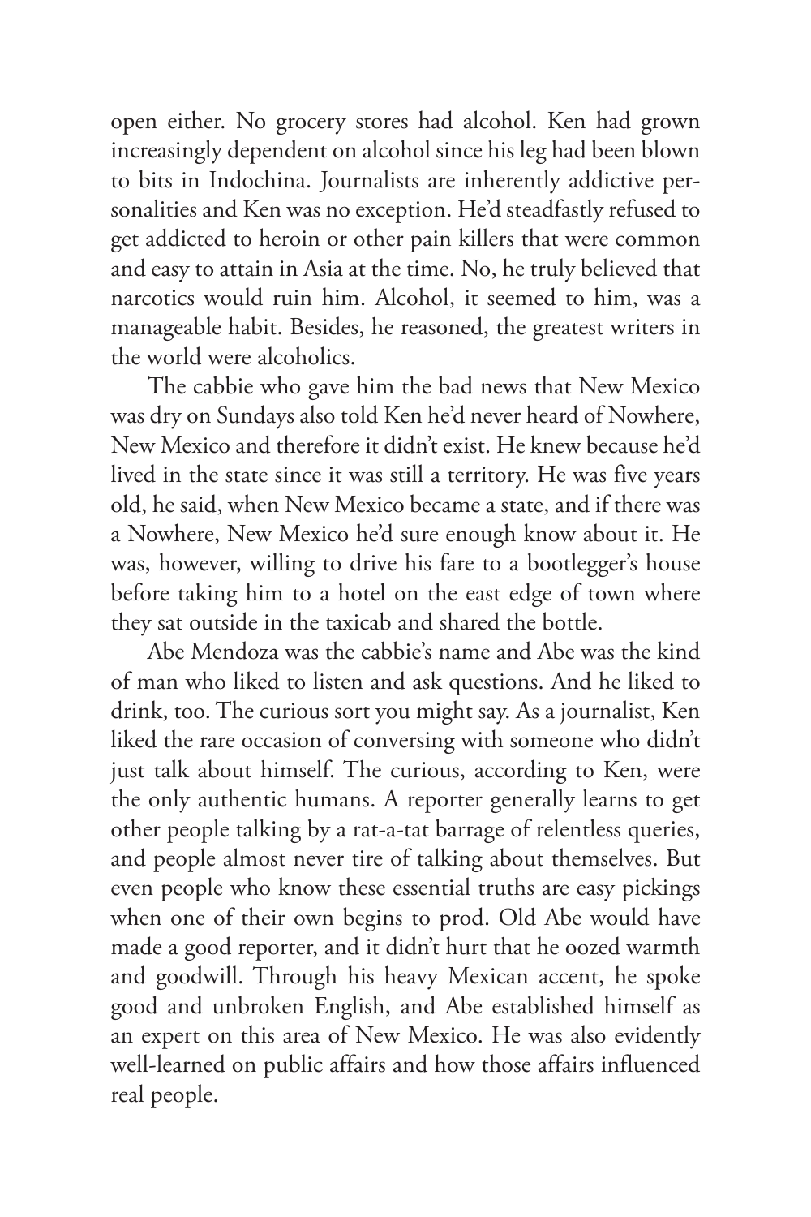open either. No grocery stores had alcohol. Ken had grown increasingly dependent on alcohol since his leg had been blown to bits in Indochina. Journalists are inherently addictive personalities and Ken was no exception. He'd steadfastly refused to get addicted to heroin or other pain killers that were common and easy to attain in Asia at the time. No, he truly believed that narcotics would ruin him. Alcohol, it seemed to him, was a manageable habit. Besides, he reasoned, the greatest writers in the world were alcoholics.

The cabbie who gave him the bad news that New Mexico was dry on Sundays also told Ken he'd never heard of Nowhere, New Mexico and therefore it didn't exist. He knew because he'd lived in the state since it was still a territory. He was five years old, he said, when New Mexico became a state, and if there was a Nowhere, New Mexico he'd sure enough know about it. He was, however, willing to drive his fare to a bootlegger's house before taking him to a hotel on the east edge of town where they sat outside in the taxicab and shared the bottle.

Abe Mendoza was the cabbie's name and Abe was the kind of man who liked to listen and ask questions. And he liked to drink, too. The curious sort you might say. As a journalist, Ken liked the rare occasion of conversing with someone who didn't just talk about himself. The curious, according to Ken, were the only authentic humans. A reporter generally learns to get other people talking by a rat-a-tat barrage of relentless queries, and people almost never tire of talking about themselves. But even people who know these essential truths are easy pickings when one of their own begins to prod. Old Abe would have made a good reporter, and it didn't hurt that he oozed warmth and goodwill. Through his heavy Mexican accent, he spoke good and unbroken English, and Abe established himself as an expert on this area of New Mexico. He was also evidently well-learned on public affairs and how those affairs influenced real people.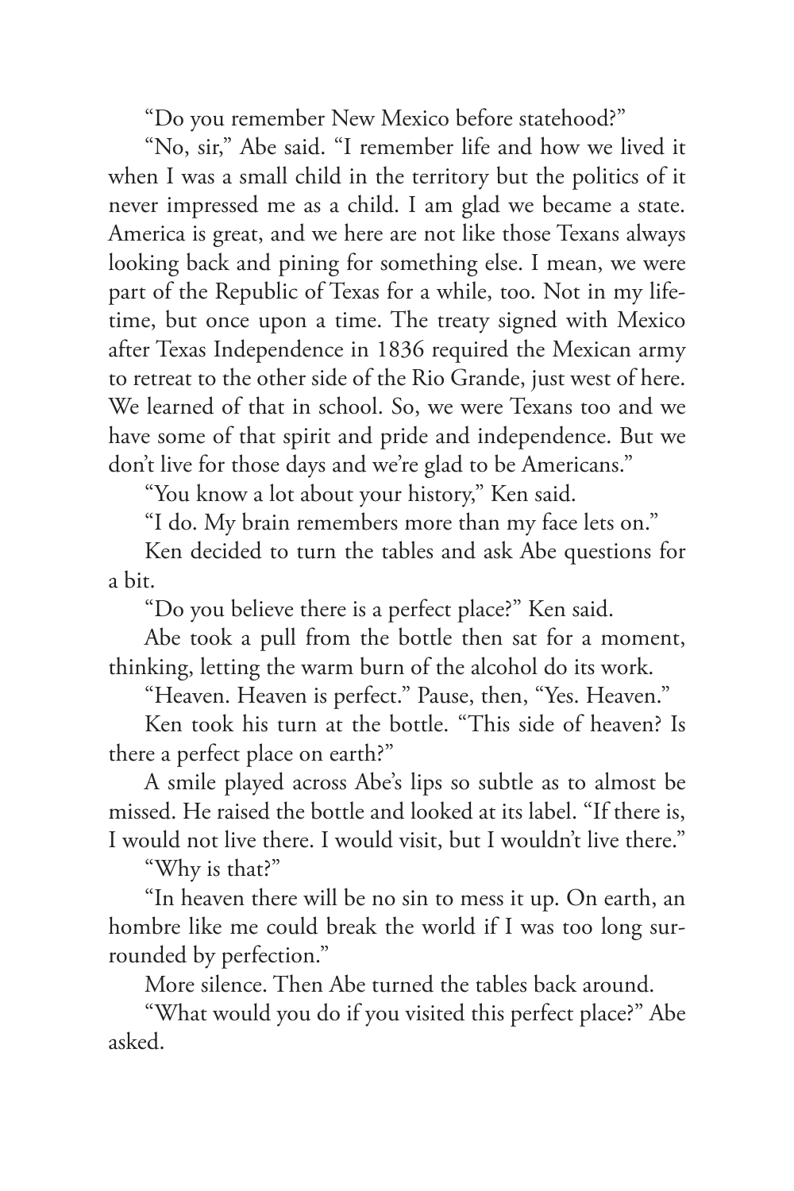"Do you remember New Mexico before statehood?"

"No, sir," Abe said. "I remember life and how we lived it when I was a small child in the territory but the politics of it never impressed me as a child. I am glad we became a state. America is great, and we here are not like those Texans always looking back and pining for something else. I mean, we were part of the Republic of Texas for a while, too. Not in my lifetime, but once upon a time. The treaty signed with Mexico after Texas Independence in 1836 required the Mexican army to retreat to the other side of the Rio Grande, just west of here. We learned of that in school. So, we were Texans too and we have some of that spirit and pride and independence. But we don't live for those days and we're glad to be Americans."

"You know a lot about your history," Ken said.

"I do. My brain remembers more than my face lets on."

Ken decided to turn the tables and ask Abe questions for a bit.

"Do you believe there is a perfect place?" Ken said.

Abe took a pull from the bottle then sat for a moment, thinking, letting the warm burn of the alcohol do its work.

"Heaven. Heaven is perfect." Pause, then, "Yes. Heaven."

Ken took his turn at the bottle. "This side of heaven? Is there a perfect place on earth?"

A smile played across Abe's lips so subtle as to almost be missed. He raised the bottle and looked at its label. "If there is, I would not live there. I would visit, but I wouldn't live there."

"Why is that?"

"In heaven there will be no sin to mess it up. On earth, an hombre like me could break the world if I was too long surrounded by perfection."

More silence. Then Abe turned the tables back around.

"What would you do if you visited this perfect place?" Abe asked.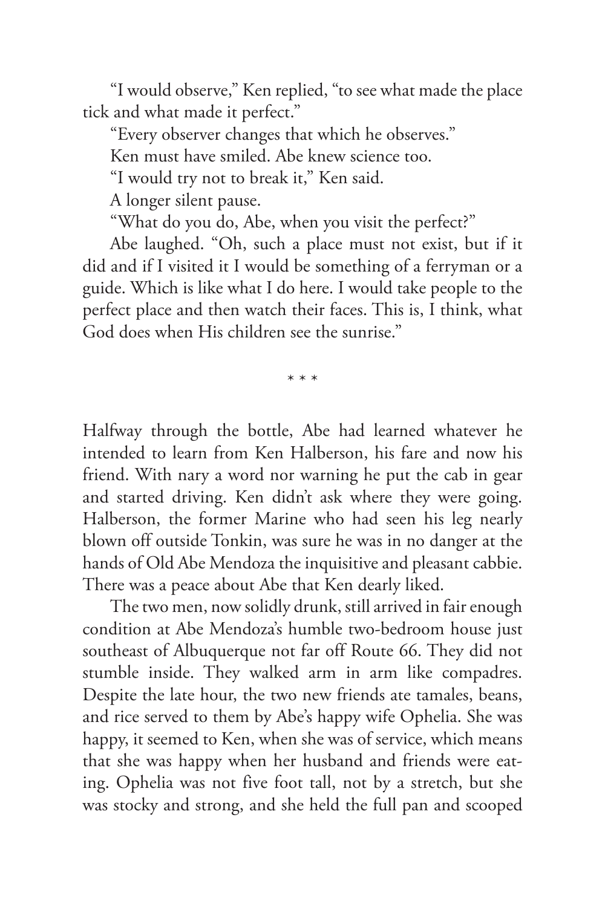"I would observe," Ken replied, "to see what made the place tick and what made it perfect."

"Every observer changes that which he observes."

Ken must have smiled. Abe knew science too.

"I would try not to break it," Ken said.

A longer silent pause.

"What do you do, Abe, when you visit the perfect?"

Abe laughed. "Oh, such a place must not exist, but if it did and if I visited it I would be something of a ferryman or a guide. Which is like what I do here. I would take people to the perfect place and then watch their faces. This is, I think, what God does when His children see the sunrise."

\* \* \*

Halfway through the bottle, Abe had learned whatever he intended to learn from Ken Halberson, his fare and now his friend. With nary a word nor warning he put the cab in gear and started driving. Ken didn't ask where they were going. Halberson, the former Marine who had seen his leg nearly blown off outside Tonkin, was sure he was in no danger at the hands of Old Abe Mendoza the inquisitive and pleasant cabbie. There was a peace about Abe that Ken dearly liked.

The two men, now solidly drunk, still arrived in fair enough condition at Abe Mendoza's humble two-bedroom house just southeast of Albuquerque not far off Route 66. They did not stumble inside. They walked arm in arm like compadres. Despite the late hour, the two new friends ate tamales, beans, and rice served to them by Abe's happy wife Ophelia. She was happy, it seemed to Ken, when she was of service, which means that she was happy when her husband and friends were eating. Ophelia was not five foot tall, not by a stretch, but she was stocky and strong, and she held the full pan and scooped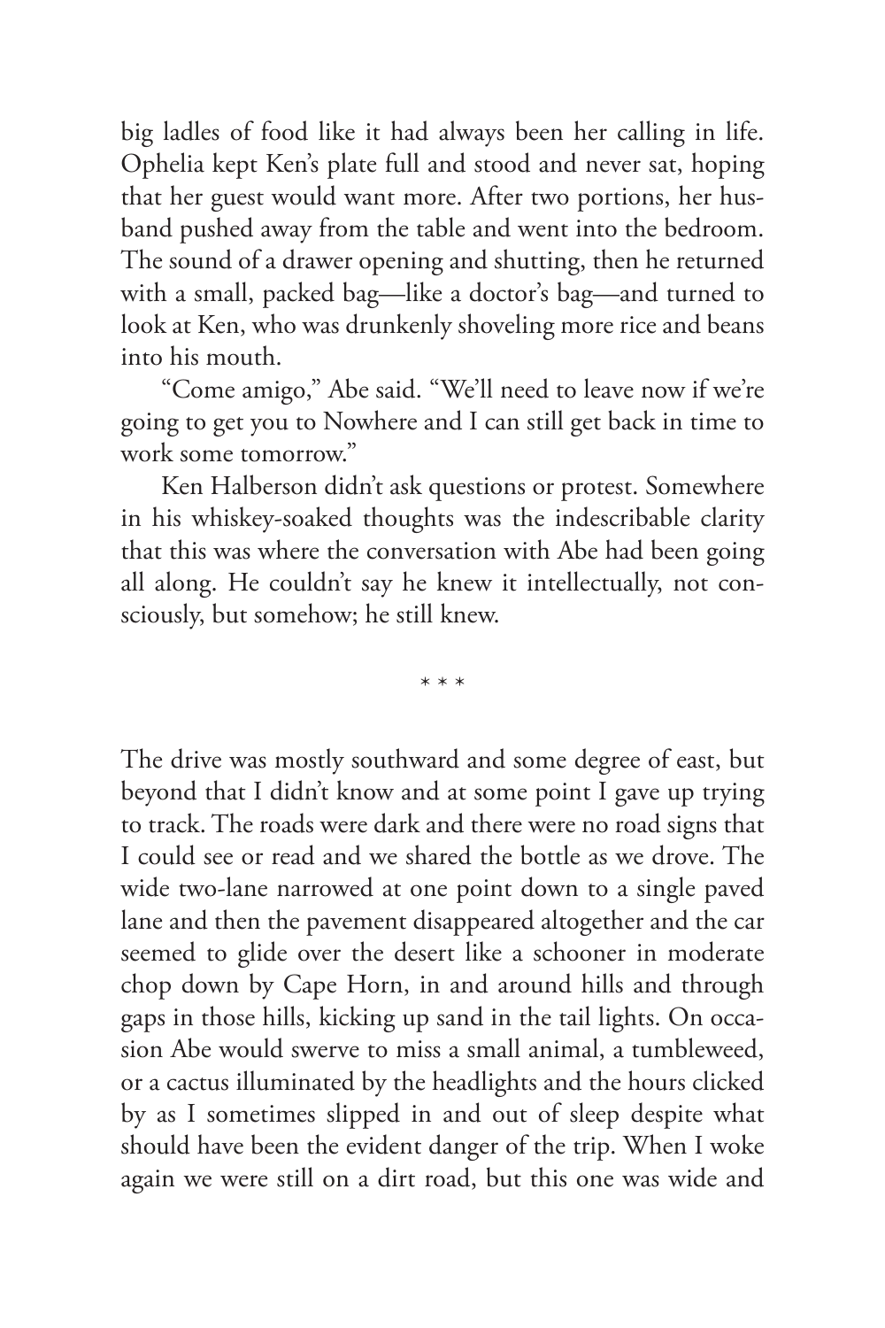big ladles of food like it had always been her calling in life. Ophelia kept Ken's plate full and stood and never sat, hoping that her guest would want more. After two portions, her husband pushed away from the table and went into the bedroom. The sound of a drawer opening and shutting, then he returned with a small, packed bag—like a doctor's bag—and turned to look at Ken, who was drunkenly shoveling more rice and beans into his mouth.

"Come amigo," Abe said. "We'll need to leave now if we're going to get you to Nowhere and I can still get back in time to work some tomorrow."

Ken Halberson didn't ask questions or protest. Somewhere in his whiskey-soaked thoughts was the indescribable clarity that this was where the conversation with Abe had been going all along. He couldn't say he knew it intellectually, not consciously, but somehow; he still knew.

\* \* \*

The drive was mostly southward and some degree of east, but beyond that I didn't know and at some point I gave up trying to track. The roads were dark and there were no road signs that I could see or read and we shared the bottle as we drove. The wide two-lane narrowed at one point down to a single paved lane and then the pavement disappeared altogether and the car seemed to glide over the desert like a schooner in moderate chop down by Cape Horn, in and around hills and through gaps in those hills, kicking up sand in the tail lights. On occasion Abe would swerve to miss a small animal, a tumbleweed, or a cactus illuminated by the headlights and the hours clicked by as I sometimes slipped in and out of sleep despite what should have been the evident danger of the trip. When I woke again we were still on a dirt road, but this one was wide and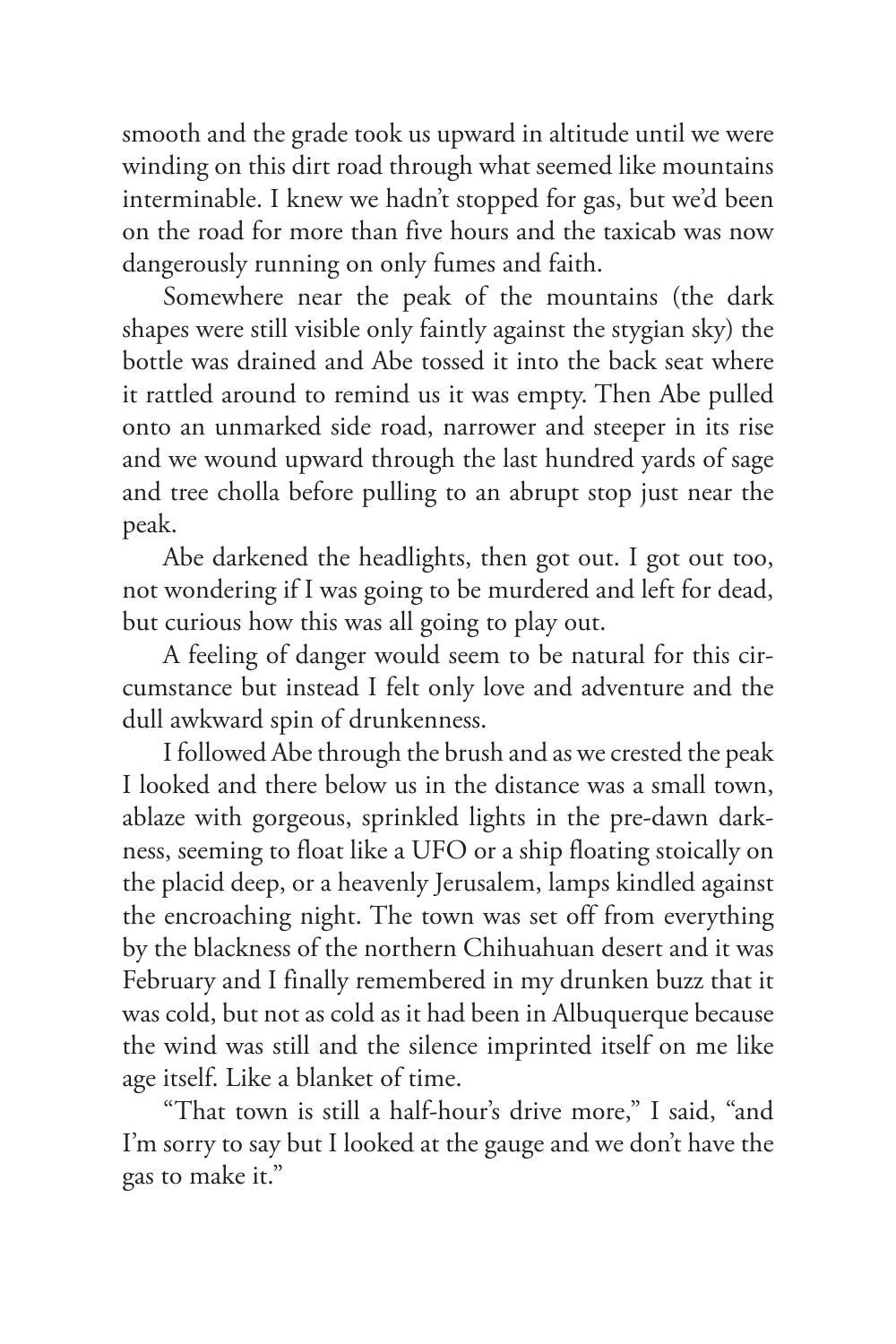smooth and the grade took us upward in altitude until we were winding on this dirt road through what seemed like mountains interminable. I knew we hadn't stopped for gas, but we'd been on the road for more than five hours and the taxicab was now dangerously running on only fumes and faith.

Somewhere near the peak of the mountains (the dark shapes were still visible only faintly against the stygian sky) the bottle was drained and Abe tossed it into the back seat where it rattled around to remind us it was empty. Then Abe pulled onto an unmarked side road, narrower and steeper in its rise and we wound upward through the last hundred yards of sage and tree cholla before pulling to an abrupt stop just near the peak.

Abe darkened the headlights, then got out. I got out too, not wondering if I was going to be murdered and left for dead, but curious how this was all going to play out.

A feeling of danger would seem to be natural for this circumstance but instead I felt only love and adventure and the dull awkward spin of drunkenness.

I followed Abe through the brush and as we crested the peak I looked and there below us in the distance was a small town, ablaze with gorgeous, sprinkled lights in the pre-dawn darkness, seeming to float like a UFO or a ship floating stoically on the placid deep, or a heavenly Jerusalem, lamps kindled against the encroaching night. The town was set off from everything by the blackness of the northern Chihuahuan desert and it was February and I finally remembered in my drunken buzz that it was cold, but not as cold as it had been in Albuquerque because the wind was still and the silence imprinted itself on me like age itself. Like a blanket of time.

"That town is still a half-hour's drive more," I said, "and I'm sorry to say but I looked at the gauge and we don't have the gas to make it."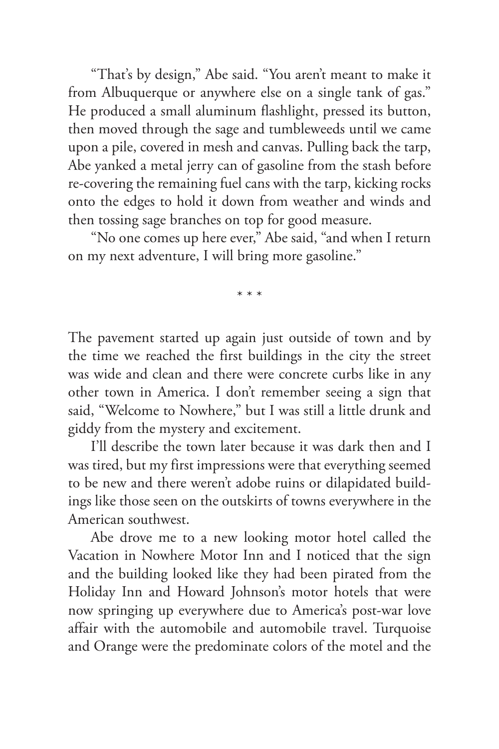"That's by design," Abe said. "You aren't meant to make it from Albuquerque or anywhere else on a single tank of gas." He produced a small aluminum flashlight, pressed its button, then moved through the sage and tumbleweeds until we came upon a pile, covered in mesh and canvas. Pulling back the tarp, Abe yanked a metal jerry can of gasoline from the stash before re-covering the remaining fuel cans with the tarp, kicking rocks onto the edges to hold it down from weather and winds and then tossing sage branches on top for good measure.

"No one comes up here ever," Abe said, "and when I return on my next adventure, I will bring more gasoline."

\* \* \*

The pavement started up again just outside of town and by the time we reached the first buildings in the city the street was wide and clean and there were concrete curbs like in any other town in America. I don't remember seeing a sign that said, "Welcome to Nowhere," but I was still a little drunk and giddy from the mystery and excitement.

I'll describe the town later because it was dark then and I was tired, but my first impressions were that everything seemed to be new and there weren't adobe ruins or dilapidated buildings like those seen on the outskirts of towns everywhere in the American southwest.

Abe drove me to a new looking motor hotel called the Vacation in Nowhere Motor Inn and I noticed that the sign and the building looked like they had been pirated from the Holiday Inn and Howard Johnson's motor hotels that were now springing up everywhere due to America's post-war love affair with the automobile and automobile travel. Turquoise and Orange were the predominate colors of the motel and the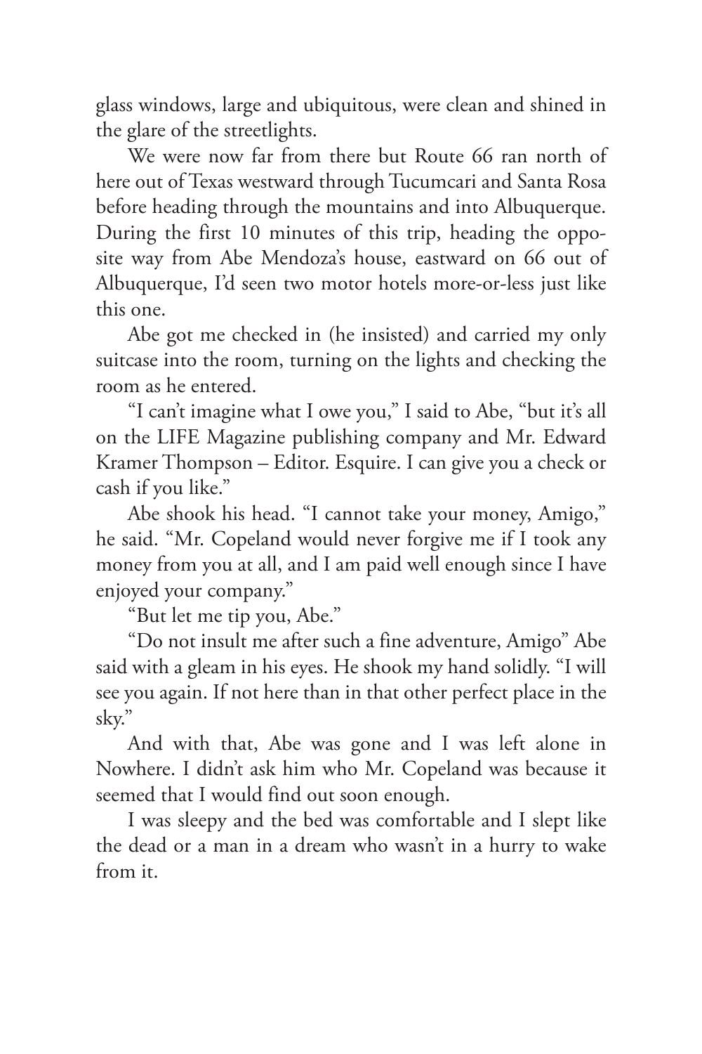glass windows, large and ubiquitous, were clean and shined in the glare of the streetlights.

We were now far from there but Route 66 ran north of here out of Texas westward through Tucumcari and Santa Rosa before heading through the mountains and into Albuquerque. During the first 10 minutes of this trip, heading the opposite way from Abe Mendoza's house, eastward on 66 out of Albuquerque, I'd seen two motor hotels more-or-less just like this one.

Abe got me checked in (he insisted) and carried my only suitcase into the room, turning on the lights and checking the room as he entered.

"I can't imagine what I owe you," I said to Abe, "but it's all on the LIFE Magazine publishing company and Mr. Edward Kramer Thompson – Editor. Esquire. I can give you a check or cash if you like."

Abe shook his head. "I cannot take your money, Amigo," he said. "Mr. Copeland would never forgive me if I took any money from you at all, and I am paid well enough since I have enjoyed your company."

"But let me tip you, Abe."

"Do not insult me after such a fine adventure, Amigo" Abe said with a gleam in his eyes. He shook my hand solidly. "I will see you again. If not here than in that other perfect place in the sky."

And with that, Abe was gone and I was left alone in Nowhere. I didn't ask him who Mr. Copeland was because it seemed that I would find out soon enough.

I was sleepy and the bed was comfortable and I slept like the dead or a man in a dream who wasn't in a hurry to wake from it.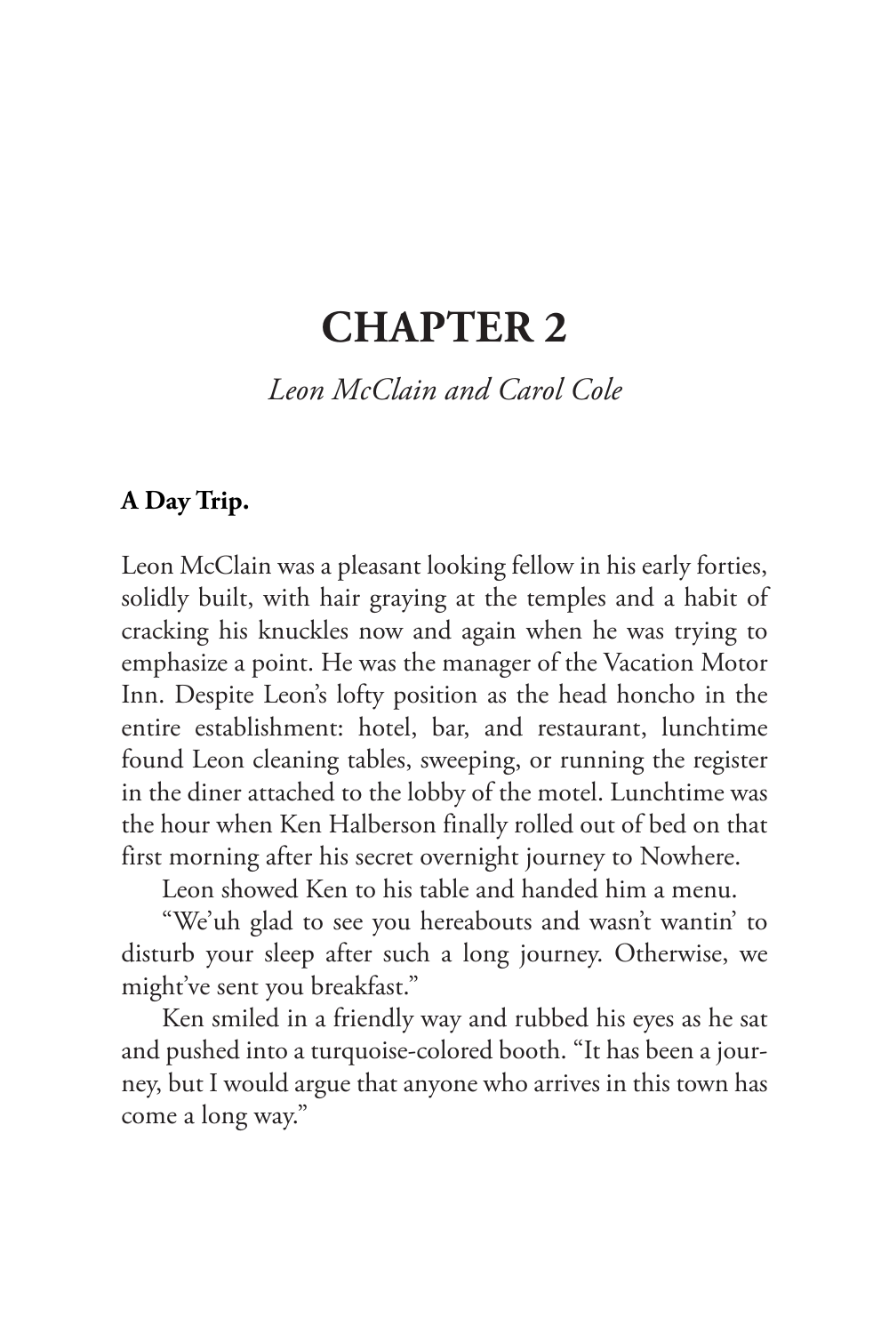# CHAPTER 2

*Leon McClain and Carol Cole*

**A Day Trip.**

Leon McClain was a pleasant looking fellow in his early forties, solidly built, with hair graying at the temples and a habit of cracking his knuckles now and again when he was trying to emphasize a point. He was the manager of the Vacation Motor Inn. Despite Leon's lofty position as the head honcho in the entire establishment: hotel, bar, and restaurant, lunchtime found Leon cleaning tables, sweeping, or running the register in the diner attached to the lobby of the motel. Lunchtime was the hour when Ken Halberson finally rolled out of bed on that first morning after his secret overnight journey to Nowhere.

Leon showed Ken to his table and handed him a menu.

"We'uh glad to see you hereabouts and wasn't wantin' to disturb your sleep after such a long journey. Otherwise, we might've sent you breakfast."

Ken smiled in a friendly way and rubbed his eyes as he sat and pushed into a turquoise-colored booth. "It has been a journey, but I would argue that anyone who arrives in this town has come a long way."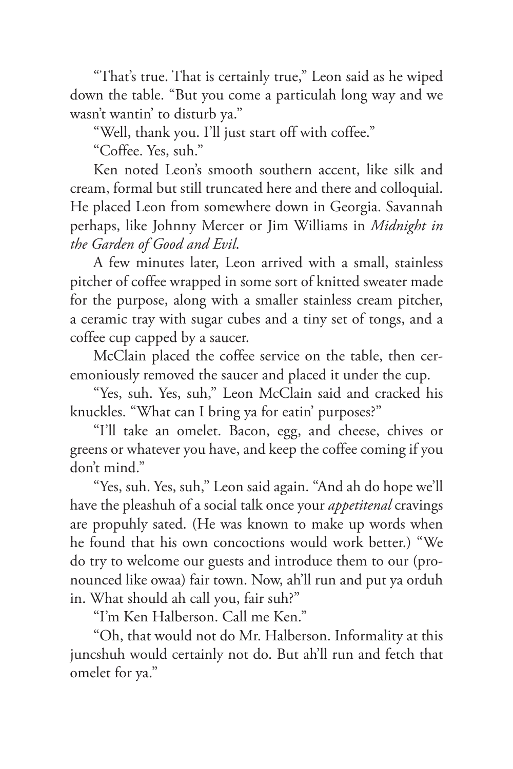"That's true. That is certainly true," Leon said as he wiped down the table. "But you come a particulah long way and we wasn't wantin' to disturb ya."

"Well, thank you. I'll just start off with coffee."

"Coffee. Yes, suh."

Ken noted Leon's smooth southern accent, like silk and cream, formal but still truncated here and there and colloquial. He placed Leon from somewhere down in Georgia. Savannah perhaps, like Johnny Mercer or Jim Williams in *Midnight in the Garden of Good and Evil*.

A few minutes later, Leon arrived with a small, stainless pitcher of coffee wrapped in some sort of knitted sweater made for the purpose, along with a smaller stainless cream pitcher, a ceramic tray with sugar cubes and a tiny set of tongs, and a coffee cup capped by a saucer.

McClain placed the coffee service on the table, then ceremoniously removed the saucer and placed it under the cup.

"Yes, suh. Yes, suh," Leon McClain said and cracked his knuckles. "What can I bring ya for eatin' purposes?"

"I'll take an omelet. Bacon, egg, and cheese, chives or greens or whatever you have, and keep the coffee coming if you don't mind."

"Yes, suh. Yes, suh," Leon said again. "And ah do hope we'll have the pleashuh of a social talk once your *appetitenal* cravings are propuhly sated. (He was known to make up words when he found that his own concoctions would work better.) "We do try to welcome our guests and introduce them to our (pronounced like owaa) fair town. Now, ah'll run and put ya orduh in. What should ah call you, fair suh?"

"I'm Ken Halberson. Call me Ken."

"Oh, that would not do Mr. Halberson. Informality at this juncshuh would certainly not do. But ah'll run and fetch that omelet for ya."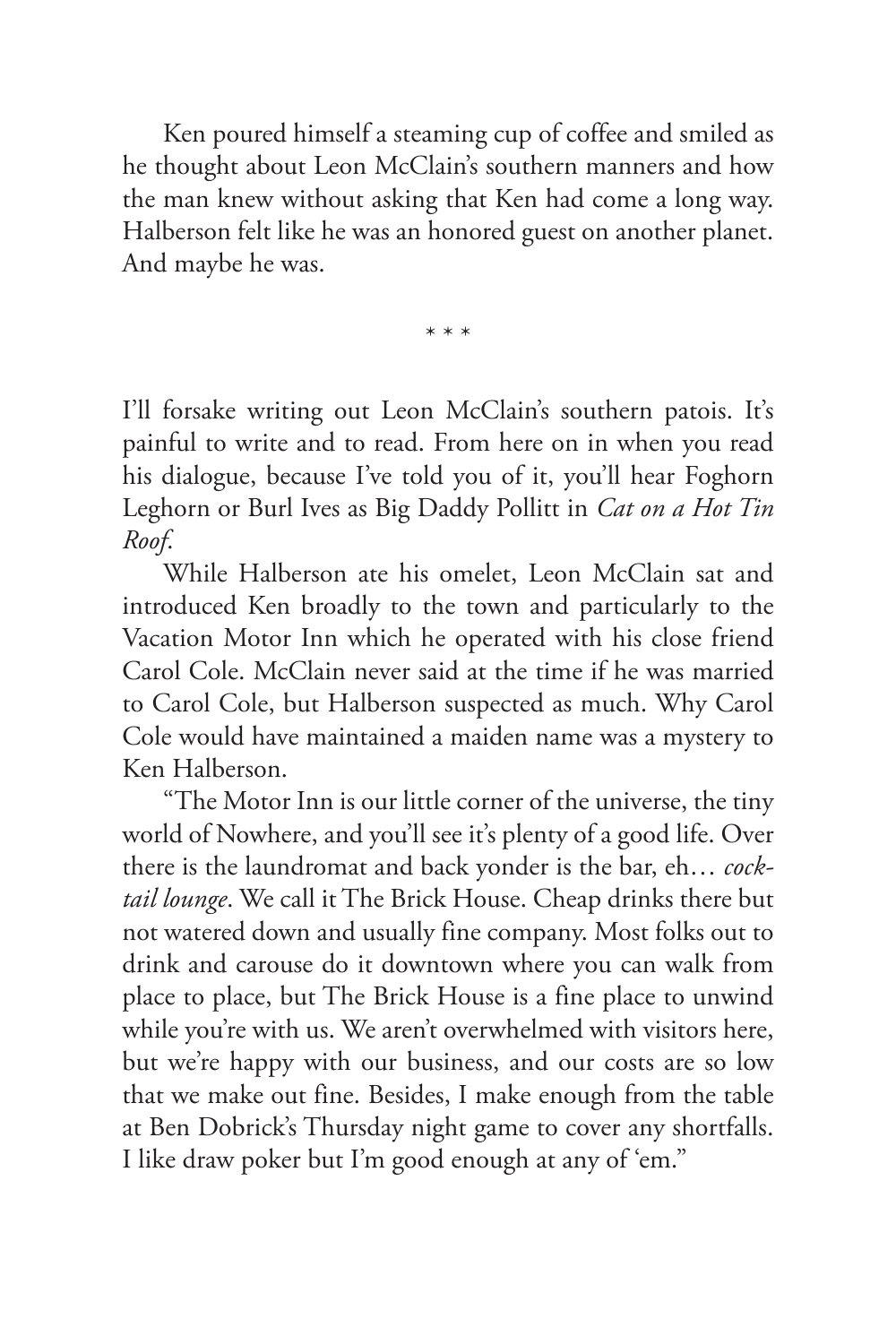Ken poured himself a steaming cup of coffee and smiled as he thought about Leon McClain's southern manners and how the man knew without asking that Ken had come a long way. Halberson felt like he was an honored guest on another planet. And maybe he was.

\* \* \*

I'll forsake writing out Leon McClain's southern patois. It's painful to write and to read. From here on in when you read his dialogue, because I've told you of it, you'll hear Foghorn Leghorn or Burl Ives as Big Daddy Pollitt in *Cat on a Hot Tin Roof*.

While Halberson ate his omelet, Leon McClain sat and introduced Ken broadly to the town and particularly to the Vacation Motor Inn which he operated with his close friend Carol Cole. McClain never said at the time if he was married to Carol Cole, but Halberson suspected as much. Why Carol Cole would have maintained a maiden name was a mystery to Ken Halberson.

"The Motor Inn is our little corner of the universe, the tiny world of Nowhere, and you'll see it's plenty of a good life. Over there is the laundromat and back yonder is the bar, eh… *cocktail lounge*. We call it The Brick House. Cheap drinks there but not watered down and usually fine company. Most folks out to drink and carouse do it downtown where you can walk from place to place, but The Brick House is a fine place to unwind while you're with us. We aren't overwhelmed with visitors here, but we're happy with our business, and our costs are so low that we make out fine. Besides, I make enough from the table at Ben Dobrick's Thursday night game to cover any shortfalls. I like draw poker but I'm good enough at any of 'em."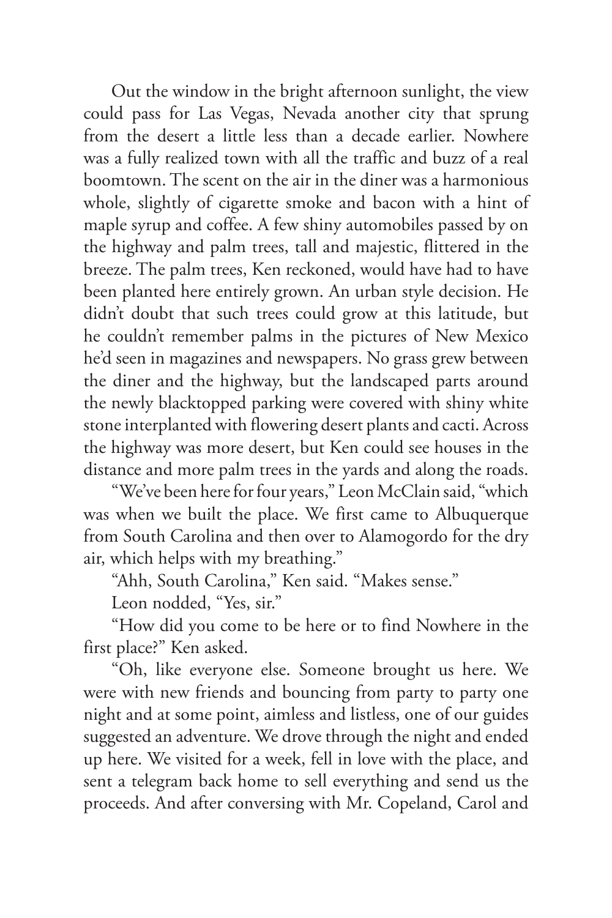Out the window in the bright afternoon sunlight, the view could pass for Las Vegas, Nevada another city that sprung from the desert a little less than a decade earlier. Nowhere was a fully realized town with all the traffic and buzz of a real boomtown. The scent on the air in the diner was a harmonious whole, slightly of cigarette smoke and bacon with a hint of maple syrup and coffee. A few shiny automobiles passed by on the highway and palm trees, tall and majestic, flittered in the breeze. The palm trees, Ken reckoned, would have had to have been planted here entirely grown. An urban style decision. He didn't doubt that such trees could grow at this latitude, but he couldn't remember palms in the pictures of New Mexico he'd seen in magazines and newspapers. No grass grew between the diner and the highway, but the landscaped parts around the newly blacktopped parking were covered with shiny white stone interplanted with flowering desert plants and cacti. Across the highway was more desert, but Ken could see houses in the distance and more palm trees in the yards and along the roads.

"We've been here for four years," Leon McClain said, "which was when we built the place. We first came to Albuquerque from South Carolina and then over to Alamogordo for the dry air, which helps with my breathing."

"Ahh, South Carolina," Ken said. "Makes sense."

Leon nodded, "Yes, sir."

"How did you come to be here or to find Nowhere in the first place?" Ken asked.

"Oh, like everyone else. Someone brought us here. We were with new friends and bouncing from party to party one night and at some point, aimless and listless, one of our guides suggested an adventure. We drove through the night and ended up here. We visited for a week, fell in love with the place, and sent a telegram back home to sell everything and send us the proceeds. And after conversing with Mr. Copeland, Carol and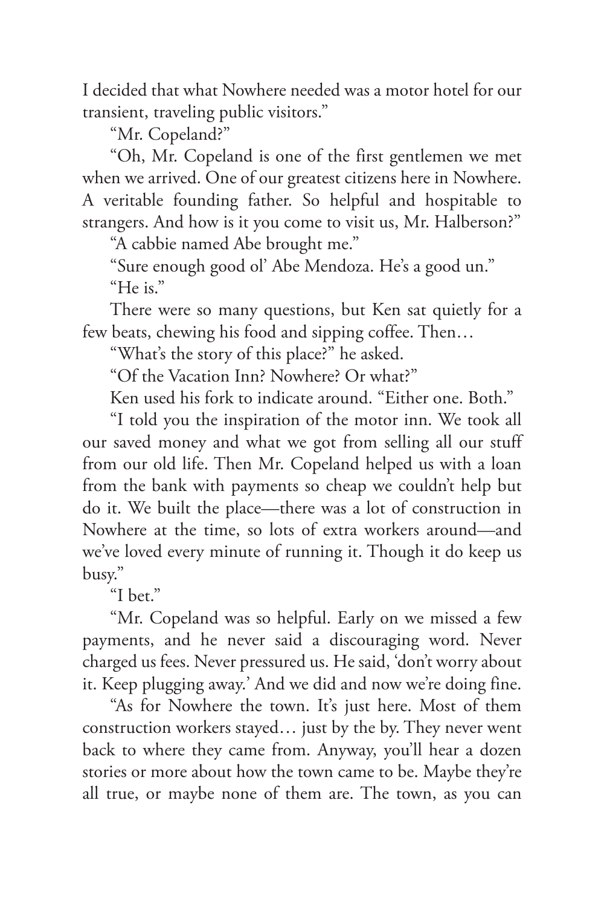I decided that what Nowhere needed was a motor hotel for our transient, traveling public visitors."

"Mr. Copeland?"

"Oh, Mr. Copeland is one of the first gentlemen we met when we arrived. One of our greatest citizens here in Nowhere. A veritable founding father. So helpful and hospitable to strangers. And how is it you come to visit us, Mr. Halberson?"

"A cabbie named Abe brought me."

"Sure enough good ol' Abe Mendoza. He's a good un."

"He is."

There were so many questions, but Ken sat quietly for a few beats, chewing his food and sipping coffee. Then…

"What's the story of this place?" he asked.

"Of the Vacation Inn? Nowhere? Or what?"

Ken used his fork to indicate around. "Either one. Both."

"I told you the inspiration of the motor inn. We took all our saved money and what we got from selling all our stuff from our old life. Then Mr. Copeland helped us with a loan from the bank with payments so cheap we couldn't help but do it. We built the place—there was a lot of construction in Nowhere at the time, so lots of extra workers around—and we've loved every minute of running it. Though it do keep us busy."

"I bet."

"Mr. Copeland was so helpful. Early on we missed a few payments, and he never said a discouraging word. Never charged us fees. Never pressured us. He said, 'don't worry about it. Keep plugging away.' And we did and now we're doing fine.

"As for Nowhere the town. It's just here. Most of them construction workers stayed… just by the by. They never went back to where they came from. Anyway, you'll hear a dozen stories or more about how the town came to be. Maybe they're all true, or maybe none of them are. The town, as you can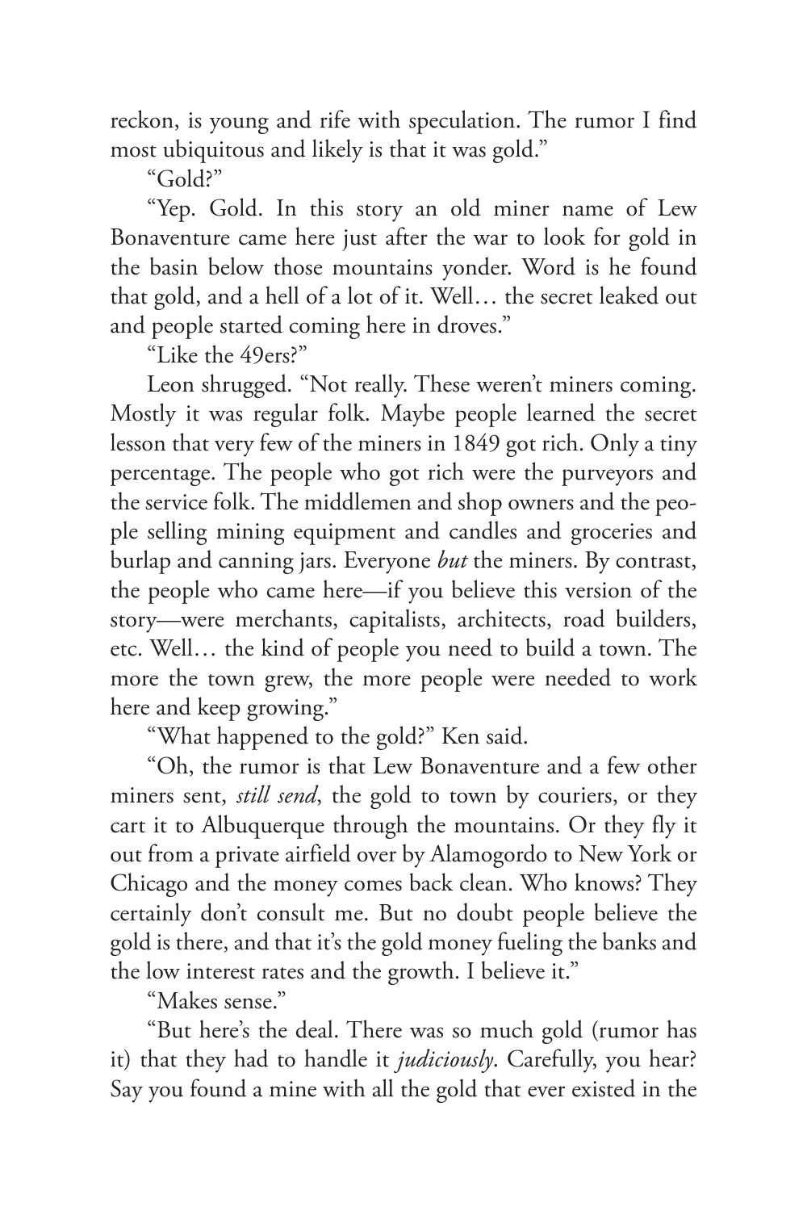reckon, is young and rife with speculation. The rumor I find most ubiquitous and likely is that it was gold."

"Gold?"

"Yep. Gold. In this story an old miner name of Lew Bonaventure came here just after the war to look for gold in the basin below those mountains yonder. Word is he found that gold, and a hell of a lot of it. Well… the secret leaked out and people started coming here in droves."

"Like the 49ers?"

Leon shrugged. "Not really. These weren't miners coming. Mostly it was regular folk. Maybe people learned the secret lesson that very few of the miners in 1849 got rich. Only a tiny percentage. The people who got rich were the purveyors and the service folk. The middlemen and shop owners and the people selling mining equipment and candles and groceries and burlap and canning jars. Everyone *but* the miners. By contrast, the people who came here—if you believe this version of the story—were merchants, capitalists, architects, road builders, etc. Well… the kind of people you need to build a town. The more the town grew, the more people were needed to work here and keep growing."

"What happened to the gold?" Ken said.

"Oh, the rumor is that Lew Bonaventure and a few other miners sent, *still send*, the gold to town by couriers, or they cart it to Albuquerque through the mountains. Or they fly it out from a private airfield over by Alamogordo to New York or Chicago and the money comes back clean. Who knows? They certainly don't consult me. But no doubt people believe the gold is there, and that it's the gold money fueling the banks and the low interest rates and the growth. I believe it."

"Makes sense."

"But here's the deal. There was so much gold (rumor has it) that they had to handle it *judiciously*. Carefully, you hear? Say you found a mine with all the gold that ever existed in the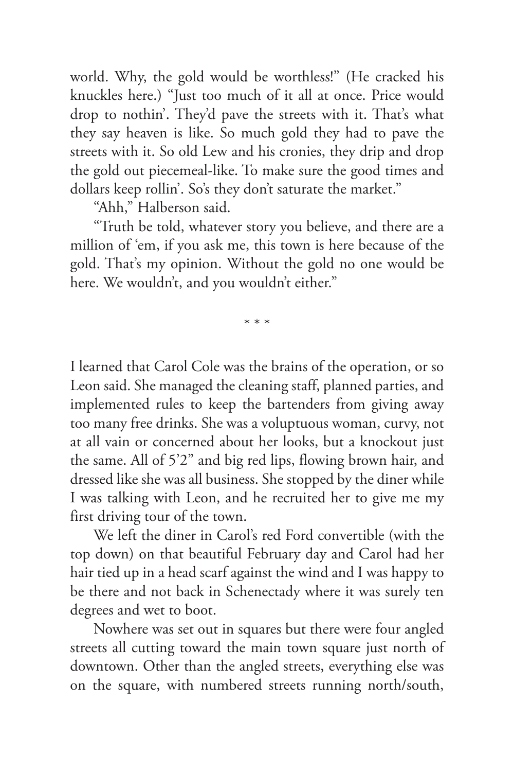world. Why, the gold would be worthless!" (He cracked his knuckles here.) "Just too much of it all at once. Price would drop to nothin'. They'd pave the streets with it. That's what they say heaven is like. So much gold they had to pave the streets with it. So old Lew and his cronies, they drip and drop the gold out piecemeal-like. To make sure the good times and dollars keep rollin'. So's they don't saturate the market."

"Ahh," Halberson said.

"Truth be told, whatever story you believe, and there are a million of 'em, if you ask me, this town is here because of the gold. That's my opinion. Without the gold no one would be here. We wouldn't, and you wouldn't either."

\* \* \*

I learned that Carol Cole was the brains of the operation, or so Leon said. She managed the cleaning staff, planned parties, and implemented rules to keep the bartenders from giving away too many free drinks. She was a voluptuous woman, curvy, not at all vain or concerned about her looks, but a knockout just the same. All of 5'2" and big red lips, flowing brown hair, and dressed like she was all business. She stopped by the diner while I was talking with Leon, and he recruited her to give me my first driving tour of the town.

We left the diner in Carol's red Ford convertible (with the top down) on that beautiful February day and Carol had her hair tied up in a head scarf against the wind and I was happy to be there and not back in Schenectady where it was surely ten degrees and wet to boot.

Nowhere was set out in squares but there were four angled streets all cutting toward the main town square just north of downtown. Other than the angled streets, everything else was on the square, with numbered streets running north/south,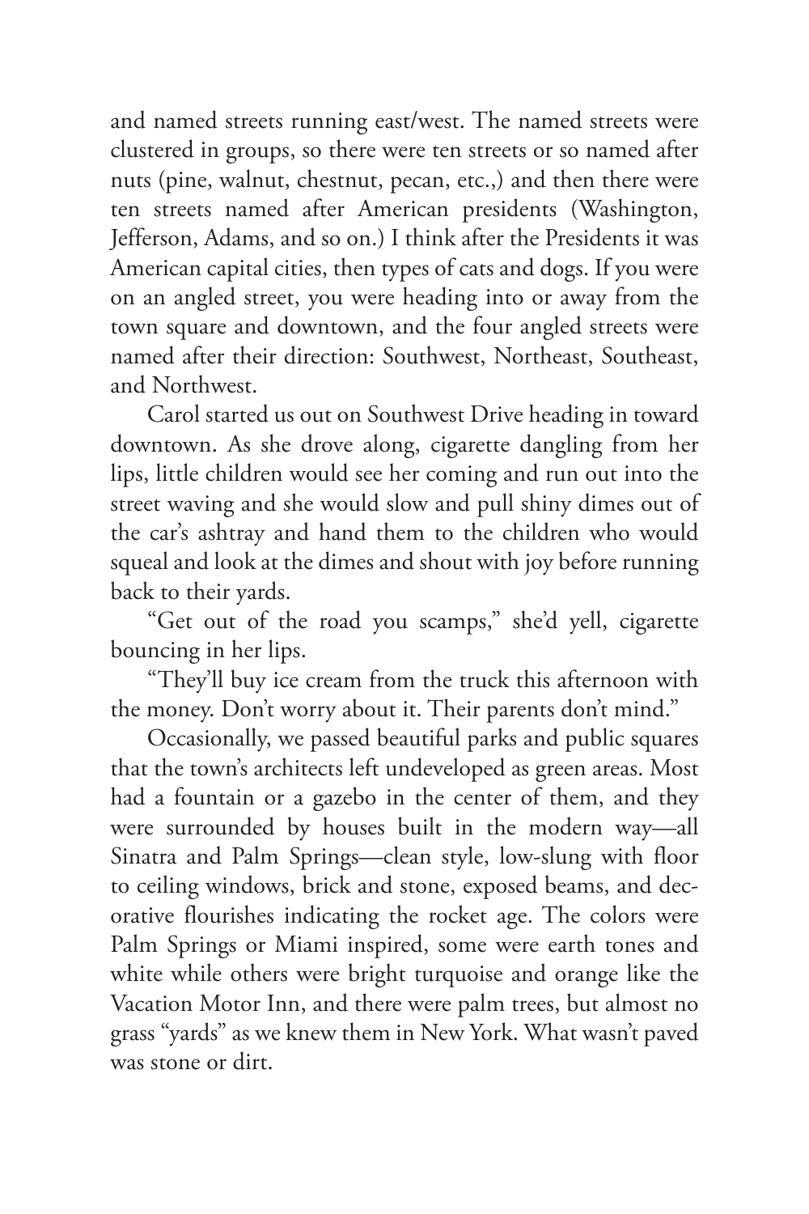and named streets running east/west. The named streets were clustered in groups, so there were ten streets or so named after nuts (pine, walnut, chestnut, pecan, etc.,) and then there were ten streets named after American presidents (Washington, Jefferson, Adams, and so on.) I think after the Presidents it was American capital cities, then types of cats and dogs. If you were on an angled street, you were heading into or away from the town square and downtown, and the four angled streets were named after their direction: Southwest, Northeast, Southeast, and Northwest.

Carol started us out on Southwest Drive heading in toward downtown. As she drove along, cigarette dangling from her lips, little children would see her coming and run out into the street waving and she would slow and pull shiny dimes out of the car's ashtray and hand them to the children who would squeal and look at the dimes and shout with joy before running back to their yards.

"Get out of the road you scamps," she'd yell, cigarette bouncing in her lips.

"They'll buy ice cream from the truck this afternoon with the money. Don't worry about it. Their parents don't mind."

Occasionally, we passed beautiful parks and public squares that the town's architects left undeveloped as green areas. Most had a fountain or a gazebo in the center of them, and they were surrounded by houses built in the modern way—all Sinatra and Palm Springs—clean style, low-slung with floor to ceiling windows, brick and stone, exposed beams, and decorative flourishes indicating the rocket age. The colors were Palm Springs or Miami inspired, some were earth tones and white while others were bright turquoise and orange like the Vacation Motor Inn, and there were palm trees, but almost no grass "yards" as we knew them in New York. What wasn't paved was stone or dirt.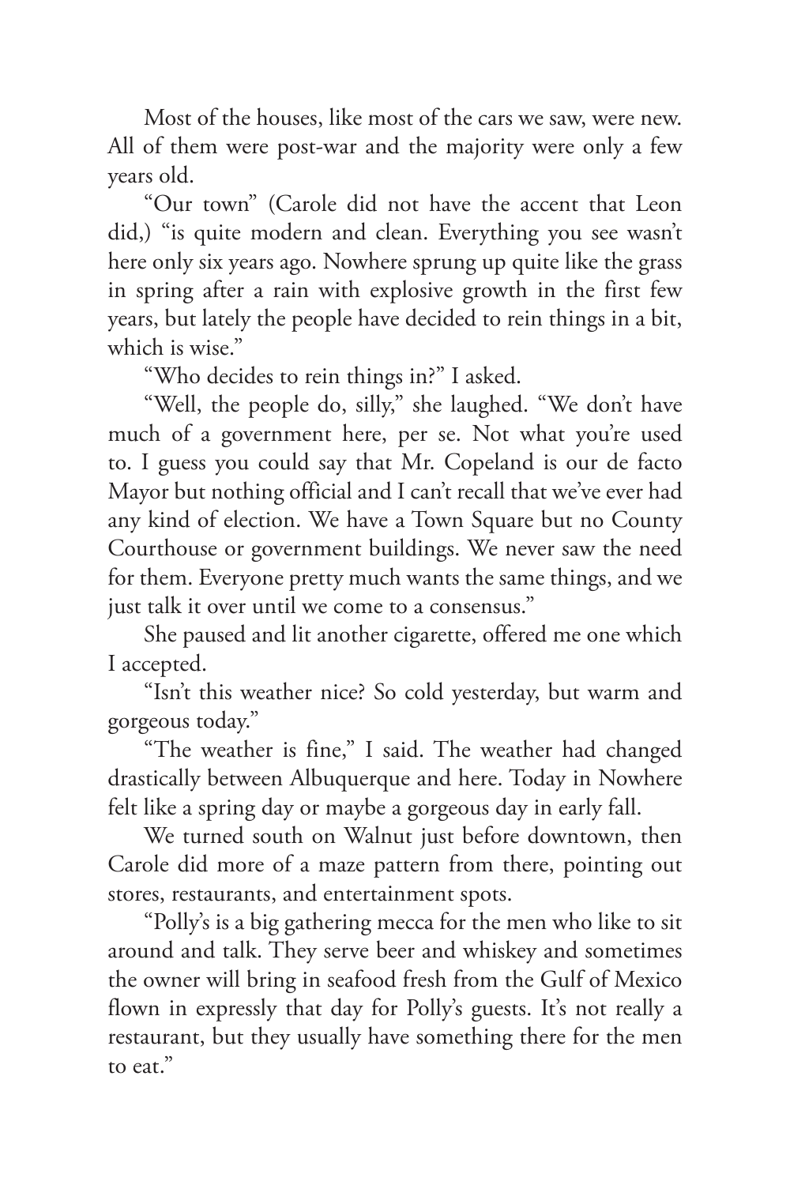Most of the houses, like most of the cars we saw, were new. All of them were post-war and the majority were only a few years old.

"Our town" (Carole did not have the accent that Leon did,) "is quite modern and clean. Everything you see wasn't here only six years ago. Nowhere sprung up quite like the grass in spring after a rain with explosive growth in the first few years, but lately the people have decided to rein things in a bit, which is wise."

"Who decides to rein things in?" I asked.

"Well, the people do, silly," she laughed. "We don't have much of a government here, per se. Not what you're used to. I guess you could say that Mr. Copeland is our de facto Mayor but nothing official and I can't recall that we've ever had any kind of election. We have a Town Square but no County Courthouse or government buildings. We never saw the need for them. Everyone pretty much wants the same things, and we just talk it over until we come to a consensus."

She paused and lit another cigarette, offered me one which I accepted.

"Isn't this weather nice? So cold yesterday, but warm and gorgeous today."

"The weather is fine," I said. The weather had changed drastically between Albuquerque and here. Today in Nowhere felt like a spring day or maybe a gorgeous day in early fall.

We turned south on Walnut just before downtown, then Carole did more of a maze pattern from there, pointing out stores, restaurants, and entertainment spots.

"Polly's is a big gathering mecca for the men who like to sit around and talk. They serve beer and whiskey and sometimes the owner will bring in seafood fresh from the Gulf of Mexico flown in expressly that day for Polly's guests. It's not really a restaurant, but they usually have something there for the men to eat."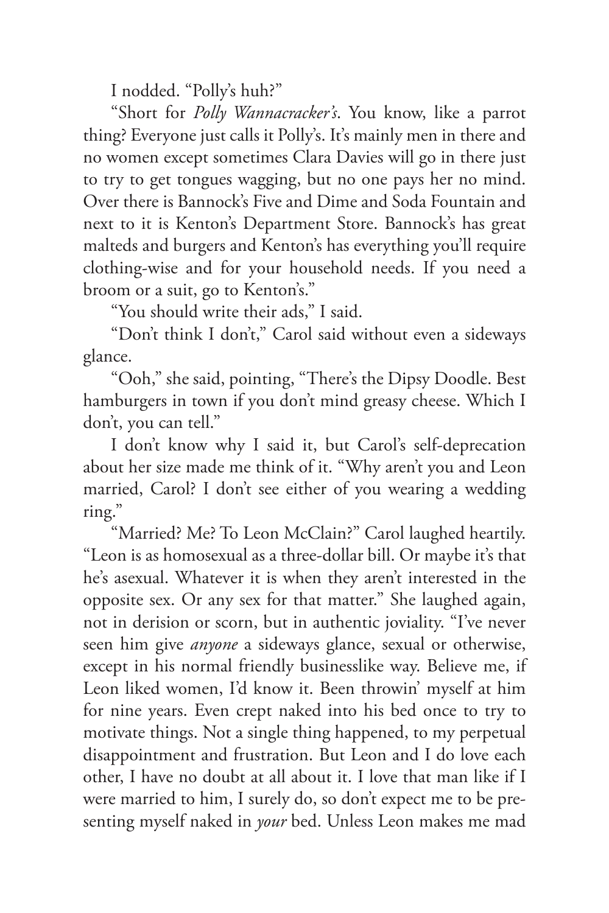I nodded. "Polly's huh?"

"Short for *Polly Wannacracker's*. You know, like a parrot thing? Everyone just calls it Polly's. It's mainly men in there and no women except sometimes Clara Davies will go in there just to try to get tongues wagging, but no one pays her no mind. Over there is Bannock's Five and Dime and Soda Fountain and next to it is Kenton's Department Store. Bannock's has great malteds and burgers and Kenton's has everything you'll require clothing-wise and for your household needs. If you need a broom or a suit, go to Kenton's."

"You should write their ads," I said.

"Don't think I don't," Carol said without even a sideways glance.

"Ooh," she said, pointing, "There's the Dipsy Doodle. Best hamburgers in town if you don't mind greasy cheese. Which I don't, you can tell."

I don't know why I said it, but Carol's self-deprecation about her size made me think of it. "Why aren't you and Leon married, Carol? I don't see either of you wearing a wedding ring."

"Married? Me? To Leon McClain?" Carol laughed heartily. "Leon is as homosexual as a three-dollar bill. Or maybe it's that he's asexual. Whatever it is when they aren't interested in the opposite sex. Or any sex for that matter." She laughed again, not in derision or scorn, but in authentic joviality. "I've never seen him give *anyone* a sideways glance, sexual or otherwise, except in his normal friendly businesslike way. Believe me, if Leon liked women, I'd know it. Been throwin' myself at him for nine years. Even crept naked into his bed once to try to motivate things. Not a single thing happened, to my perpetual disappointment and frustration. But Leon and I do love each other, I have no doubt at all about it. I love that man like if I were married to him, I surely do, so don't expect me to be presenting myself naked in *your* bed. Unless Leon makes me mad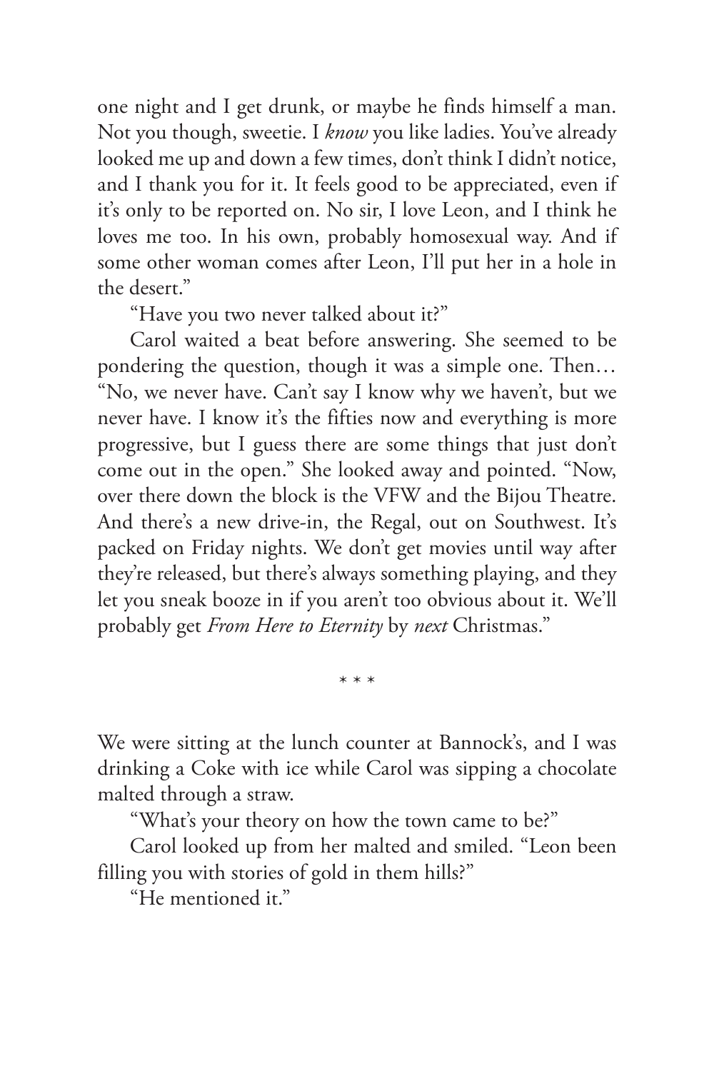one night and I get drunk, or maybe he finds himself a man. Not you though, sweetie. I *know* you like ladies. You've already looked me up and down a few times, don't think I didn't notice, and I thank you for it. It feels good to be appreciated, even if it's only to be reported on. No sir, I love Leon, and I think he loves me too. In his own, probably homosexual way. And if some other woman comes after Leon, I'll put her in a hole in the desert."

"Have you two never talked about it?"

Carol waited a beat before answering. She seemed to be pondering the question, though it was a simple one. Then… "No, we never have. Can't say I know why we haven't, but we never have. I know it's the fifties now and everything is more progressive, but I guess there are some things that just don't come out in the open." She looked away and pointed. "Now, over there down the block is the VFW and the Bijou Theatre. And there's a new drive-in, the Regal, out on Southwest. It's packed on Friday nights. We don't get movies until way after they're released, but there's always something playing, and they let you sneak booze in if you aren't too obvious about it. We'll probably get *From Here to Eternity* by *next* Christmas."

\* \* \*

We were sitting at the lunch counter at Bannock's, and I was drinking a Coke with ice while Carol was sipping a chocolate malted through a straw.

"What's your theory on how the town came to be?"

Carol looked up from her malted and smiled. "Leon been filling you with stories of gold in them hills?"

"He mentioned it."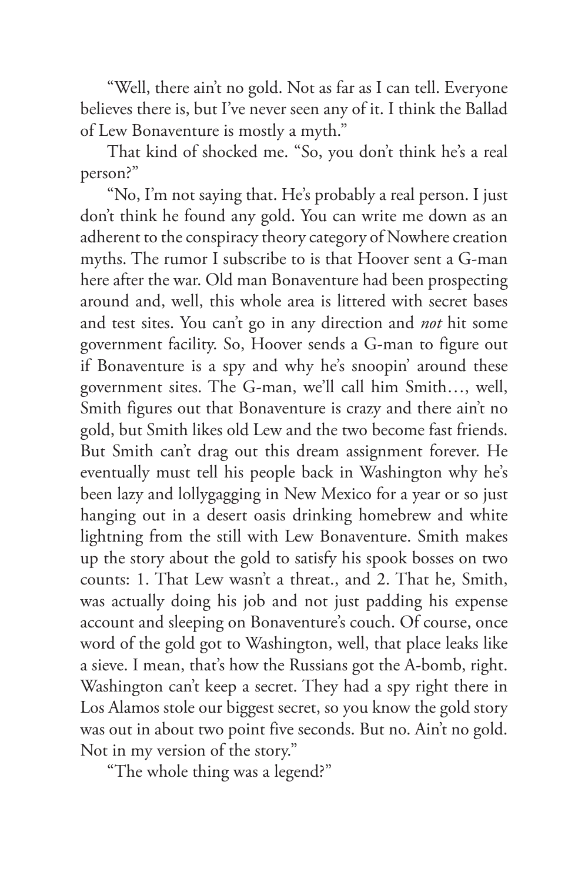"Well, there ain't no gold. Not as far as I can tell. Everyone believes there is, but I've never seen any of it. I think the Ballad of Lew Bonaventure is mostly a myth."

That kind of shocked me. "So, you don't think he's a real person?"

"No, I'm not saying that. He's probably a real person. I just don't think he found any gold. You can write me down as an adherent to the conspiracy theory category of Nowhere creation myths. The rumor I subscribe to is that Hoover sent a G-man here after the war. Old man Bonaventure had been prospecting around and, well, this whole area is littered with secret bases and test sites. You can't go in any direction and *not* hit some government facility. So, Hoover sends a G-man to figure out if Bonaventure is a spy and why he's snoopin' around these government sites. The G-man, we'll call him Smith…, well, Smith figures out that Bonaventure is crazy and there ain't no gold, but Smith likes old Lew and the two become fast friends. But Smith can't drag out this dream assignment forever. He eventually must tell his people back in Washington why he's been lazy and lollygagging in New Mexico for a year or so just hanging out in a desert oasis drinking homebrew and white lightning from the still with Lew Bonaventure. Smith makes up the story about the gold to satisfy his spook bosses on two counts: 1. That Lew wasn't a threat., and 2. That he, Smith, was actually doing his job and not just padding his expense account and sleeping on Bonaventure's couch. Of course, once word of the gold got to Washington, well, that place leaks like a sieve. I mean, that's how the Russians got the A-bomb, right. Washington can't keep a secret. They had a spy right there in Los Alamos stole our biggest secret, so you know the gold story was out in about two point five seconds. But no. Ain't no gold. Not in my version of the story."

"The whole thing was a legend?"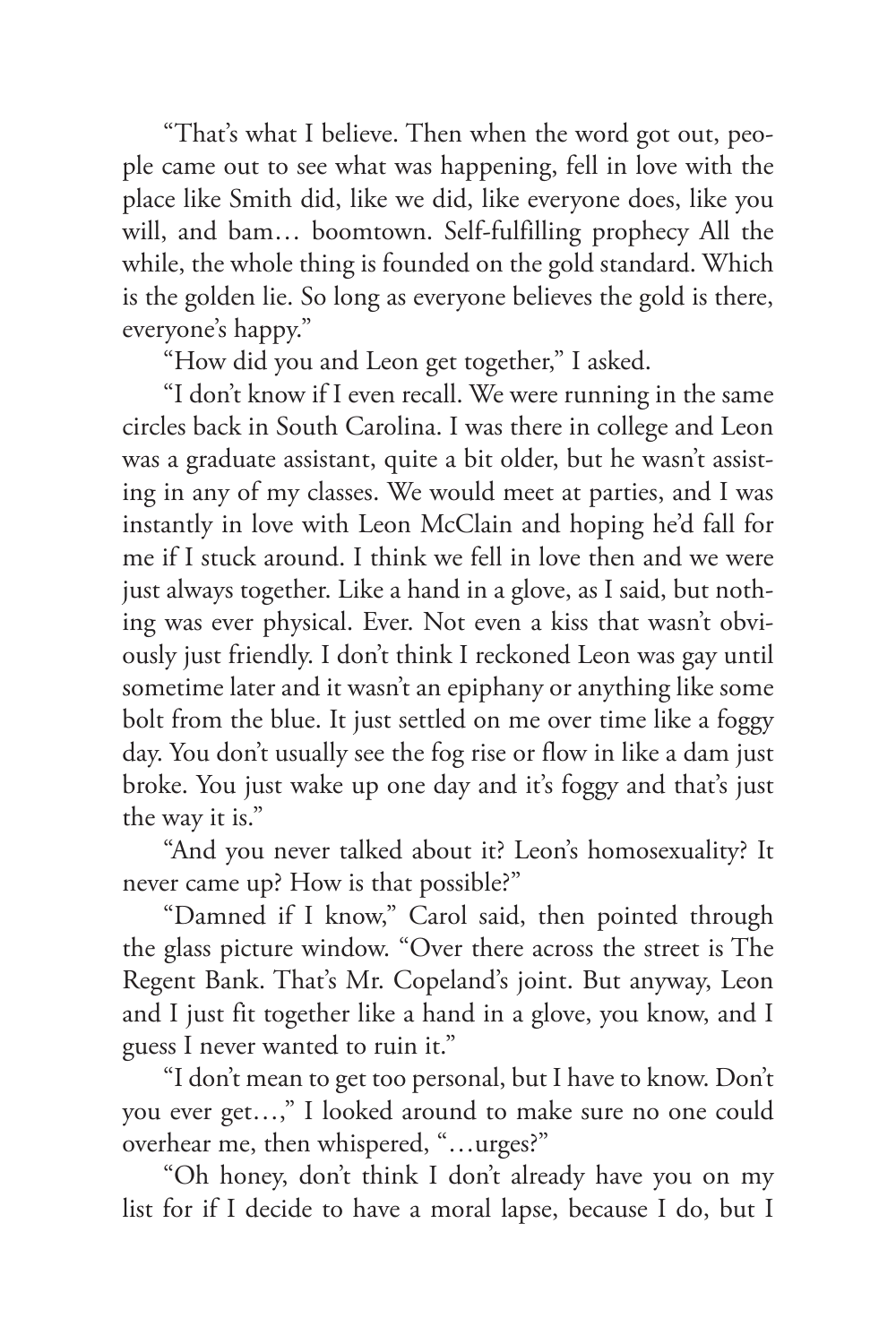"That's what I believe. Then when the word got out, people came out to see what was happening, fell in love with the place like Smith did, like we did, like everyone does, like you will, and bam… boomtown. Self-fulfilling prophecy All the while, the whole thing is founded on the gold standard. Which is the golden lie. So long as everyone believes the gold is there, everyone's happy."

"How did you and Leon get together," I asked.

"I don't know if I even recall. We were running in the same circles back in South Carolina. I was there in college and Leon was a graduate assistant, quite a bit older, but he wasn't assisting in any of my classes. We would meet at parties, and I was instantly in love with Leon McClain and hoping he'd fall for me if I stuck around. I think we fell in love then and we were just always together. Like a hand in a glove, as I said, but nothing was ever physical. Ever. Not even a kiss that wasn't obviously just friendly. I don't think I reckoned Leon was gay until sometime later and it wasn't an epiphany or anything like some bolt from the blue. It just settled on me over time like a foggy day. You don't usually see the fog rise or flow in like a dam just broke. You just wake up one day and it's foggy and that's just the way it is."

"And you never talked about it? Leon's homosexuality? It never came up? How is that possible?"

"Damned if I know," Carol said, then pointed through the glass picture window. "Over there across the street is The Regent Bank. That's Mr. Copeland's joint. But anyway, Leon and I just fit together like a hand in a glove, you know, and I guess I never wanted to ruin it."

"I don't mean to get too personal, but I have to know. Don't you ever get…," I looked around to make sure no one could overhear me, then whispered, "…urges?"

"Oh honey, don't think I don't already have you on my list for if I decide to have a moral lapse, because I do, but I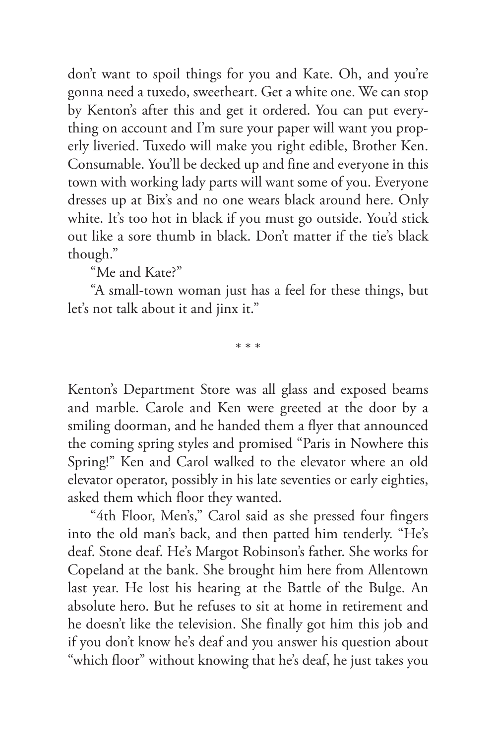don't want to spoil things for you and Kate. Oh, and you're gonna need a tuxedo, sweetheart. Get a white one. We can stop by Kenton's after this and get it ordered. You can put everything on account and I'm sure your paper will want you properly liveried. Tuxedo will make you right edible, Brother Ken. Consumable. You'll be decked up and fine and everyone in this town with working lady parts will want some of you. Everyone dresses up at Bix's and no one wears black around here. Only white. It's too hot in black if you must go outside. You'd stick out like a sore thumb in black. Don't matter if the tie's black though."

"Me and Kate?"

"A small-town woman just has a feel for these things, but let's not talk about it and jinx it."

\* \* \*

Kenton's Department Store was all glass and exposed beams and marble. Carole and Ken were greeted at the door by a smiling doorman, and he handed them a flyer that announced the coming spring styles and promised "Paris in Nowhere this Spring!" Ken and Carol walked to the elevator where an old elevator operator, possibly in his late seventies or early eighties, asked them which floor they wanted.

"4th Floor, Men's," Carol said as she pressed four fingers into the old man's back, and then patted him tenderly. "He's deaf. Stone deaf. He's Margot Robinson's father. She works for Copeland at the bank. She brought him here from Allentown last year. He lost his hearing at the Battle of the Bulge. An absolute hero. But he refuses to sit at home in retirement and he doesn't like the television. She finally got him this job and if you don't know he's deaf and you answer his question about "which floor" without knowing that he's deaf, he just takes you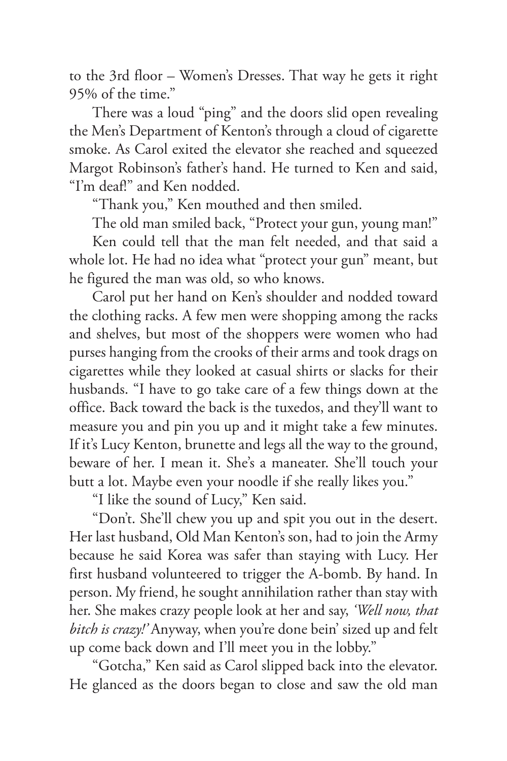to the 3rd floor – Women's Dresses. That way he gets it right 95% of the time."

There was a loud "ping" and the doors slid open revealing the Men's Department of Kenton's through a cloud of cigarette smoke. As Carol exited the elevator she reached and squeezed Margot Robinson's father's hand. He turned to Ken and said, "I'm deaf!" and Ken nodded.

"Thank you," Ken mouthed and then smiled.

The old man smiled back, "Protect your gun, young man!"

Ken could tell that the man felt needed, and that said a whole lot. He had no idea what "protect your gun" meant, but he figured the man was old, so who knows.

Carol put her hand on Ken's shoulder and nodded toward the clothing racks. A few men were shopping among the racks and shelves, but most of the shoppers were women who had purses hanging from the crooks of their arms and took drags on cigarettes while they looked at casual shirts or slacks for their husbands. "I have to go take care of a few things down at the office. Back toward the back is the tuxedos, and they'll want to measure you and pin you up and it might take a few minutes. If it's Lucy Kenton, brunette and legs all the way to the ground, beware of her. I mean it. She's a maneater. She'll touch your butt a lot. Maybe even your noodle if she really likes you."

"I like the sound of Lucy," Ken said.

"Don't. She'll chew you up and spit you out in the desert. Her last husband, Old Man Kenton's son, had to join the Army because he said Korea was safer than staying with Lucy. Her first husband volunteered to trigger the A-bomb. By hand. In person. My friend, he sought annihilation rather than stay with her. She makes crazy people look at her and say, *'Well now, that bitch is crazy!'* Anyway, when you're done bein' sized up and felt up come back down and I'll meet you in the lobby."

"Gotcha," Ken said as Carol slipped back into the elevator. He glanced as the doors began to close and saw the old man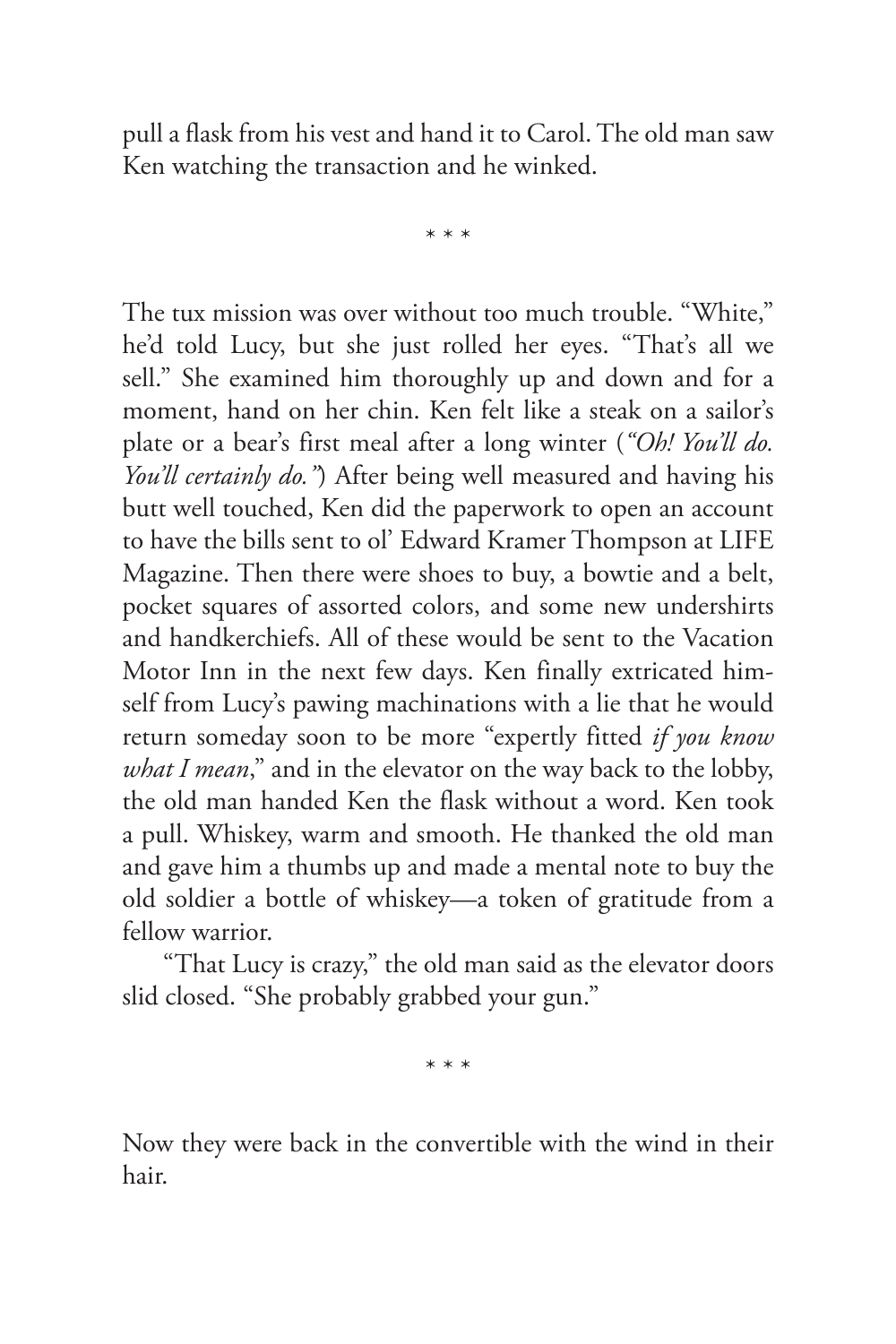pull a flask from his vest and hand it to Carol. The old man saw Ken watching the transaction and he winked.

* * *

The tux mission was over without too much trouble. "White," he'd told Lucy, but she just rolled her eyes. "That's all we sell." She examined him thoroughly up and down and for a moment, hand on her chin. Ken felt like a steak on a sailor's plate or a bear's first meal after a long winter (*"Oh! You'll do. You'll certainly do."*) After being well measured and having his butt well touched, Ken did the paperwork to open an account to have the bills sent to ol' Edward Kramer Thompson at LIFE Magazine. Then there were shoes to buy, a bowtie and a belt, pocket squares of assorted colors, and some new undershirts and handkerchiefs. All of these would be sent to the Vacation Motor Inn in the next few days. Ken finally extricated himself from Lucy's pawing machinations with a lie that he would return someday soon to be more "expertly fitted *if you know what I mean*," and in the elevator on the way back to the lobby, the old man handed Ken the flask without a word. Ken took a pull. Whiskey, warm and smooth. He thanked the old man and gave him a thumbs up and made a mental note to buy the old soldier a bottle of whiskey—a token of gratitude from a fellow warrior.

"That Lucy is crazy," the old man said as the elevator doors slid closed. "She probably grabbed your gun."

* * *

Now they were back in the convertible with the wind in their hair.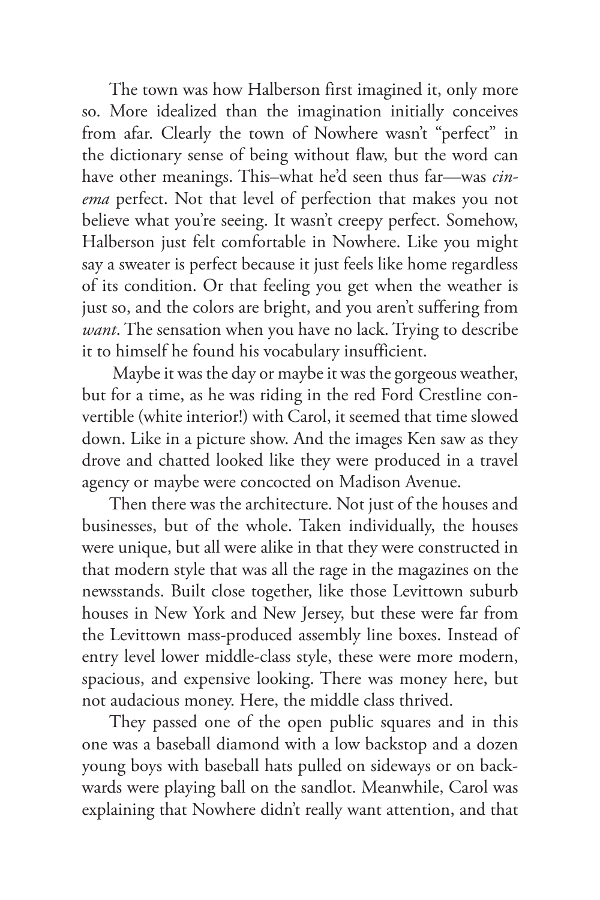The town was how Halberson first imagined it, only more so. More idealized than the imagination initially conceives from afar. Clearly the town of Nowhere wasn't "perfect" in the dictionary sense of being without flaw, but the word can have other meanings. This–what he'd seen thus far—was *cinema* perfect. Not that level of perfection that makes you not believe what you're seeing. It wasn't creepy perfect. Somehow, Halberson just felt comfortable in Nowhere. Like you might say a sweater is perfect because it just feels like home regardless of its condition. Or that feeling you get when the weather is just so, and the colors are bright, and you aren't suffering from *want*. The sensation when you have no lack. Trying to describe it to himself he found his vocabulary insufficient.

Maybe it was the day or maybe it was the gorgeous weather, but for a time, as he was riding in the red Ford Crestline convertible (white interior!) with Carol, it seemed that time slowed down. Like in a picture show. And the images Ken saw as they drove and chatted looked like they were produced in a travel agency or maybe were concocted on Madison Avenue.

Then there was the architecture. Not just of the houses and businesses, but of the whole. Taken individually, the houses were unique, but all were alike in that they were constructed in that modern style that was all the rage in the magazines on the newsstands. Built close together, like those Levittown suburb houses in New York and New Jersey, but these were far from the Levittown mass-produced assembly line boxes. Instead of entry level lower middle-class style, these were more modern, spacious, and expensive looking. There was money here, but not audacious money. Here, the middle class thrived.

They passed one of the open public squares and in this one was a baseball diamond with a low backstop and a dozen young boys with baseball hats pulled on sideways or on backwards were playing ball on the sandlot. Meanwhile, Carol was explaining that Nowhere didn't really want attention, and that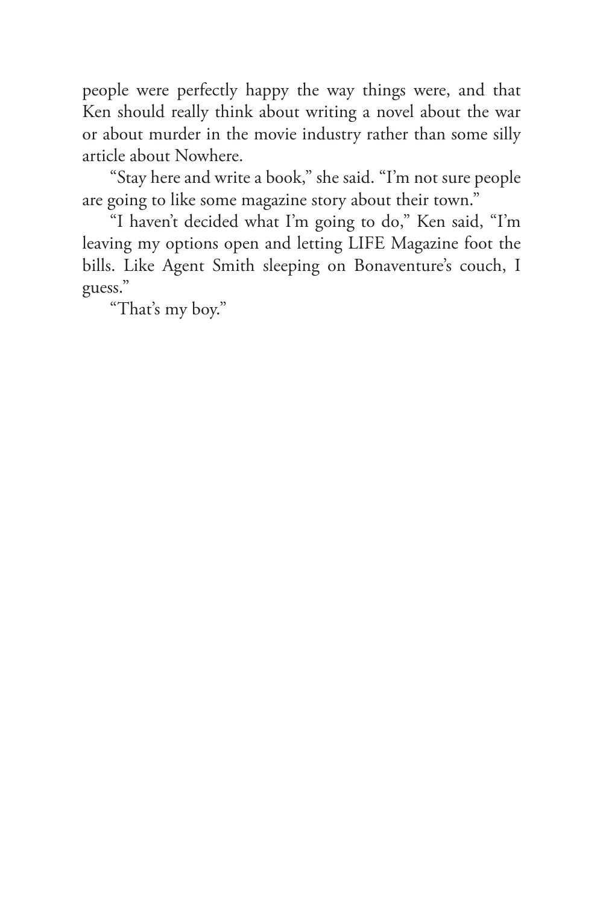people were perfectly happy the way things were, and that Ken should really think about writing a novel about the war or about murder in the movie industry rather than some silly article about Nowhere.

"Stay here and write a book," she said. "I'm not sure people are going to like some magazine story about their town."

"I haven't decided what I'm going to do," Ken said, "I'm leaving my options open and letting LIFE Magazine foot the bills. Like Agent Smith sleeping on Bonaventure's couch, I guess."

"That's my boy."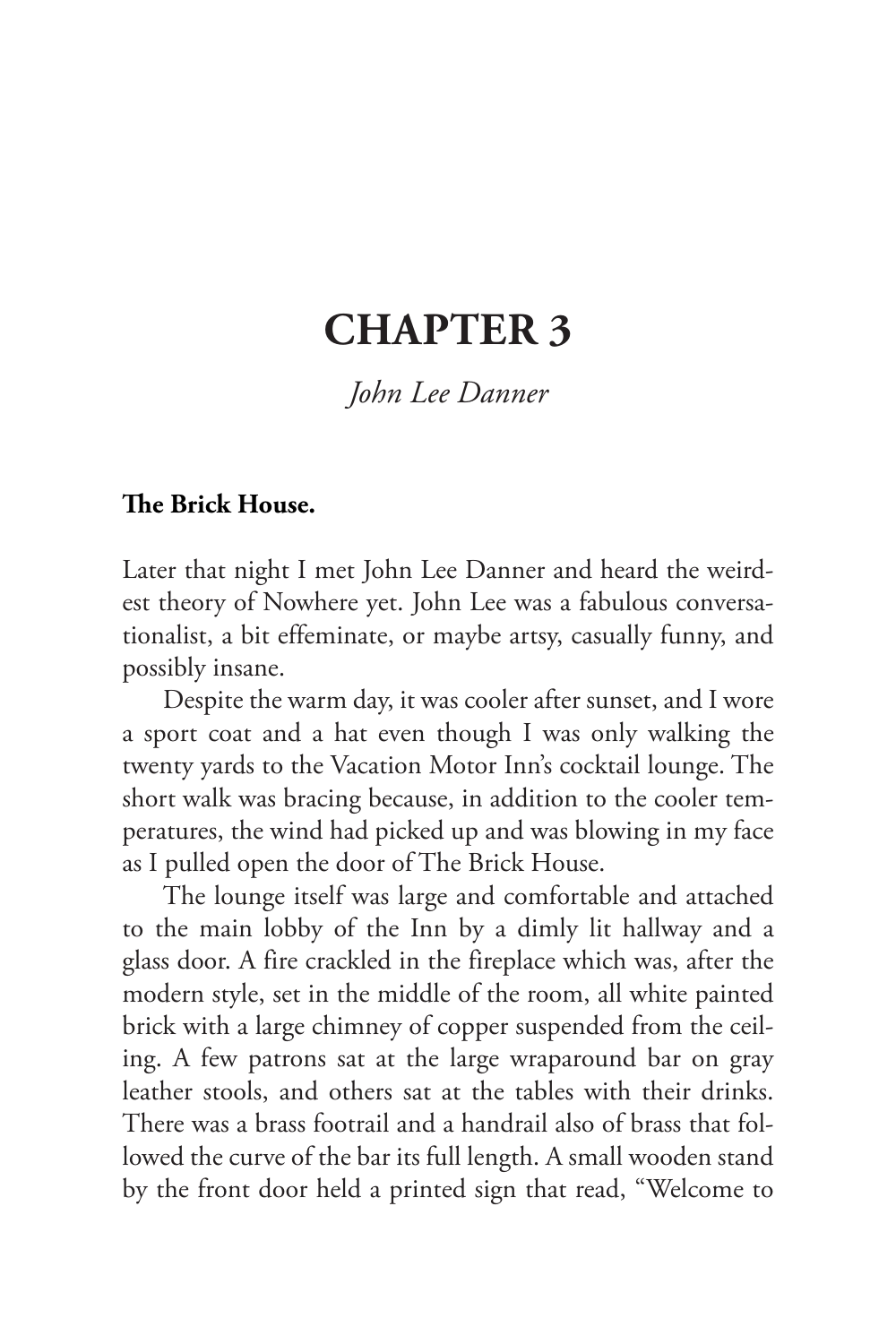# CHAPTER 3

*John Lee Danner*

**The Brick House.**

Later that night I met John Lee Danner and heard the weirdest theory of Nowhere yet. John Lee was a fabulous conversationalist, a bit effeminate, or maybe artsy, casually funny, and possibly insane.

Despite the warm day, it was cooler after sunset, and I wore a sport coat and a hat even though I was only walking the twenty yards to the Vacation Motor Inn's cocktail lounge. The short walk was bracing because, in addition to the cooler temperatures, the wind had picked up and was blowing in my face as I pulled open the door of The Brick House.

The lounge itself was large and comfortable and attached to the main lobby of the Inn by a dimly lit hallway and a glass door. A fire crackled in the fireplace which was, after the modern style, set in the middle of the room, all white painted brick with a large chimney of copper suspended from the ceiling. A few patrons sat at the large wraparound bar on gray leather stools, and others sat at the tables with their drinks. There was a brass footrail and a handrail also of brass that followed the curve of the bar its full length. A small wooden stand by the front door held a printed sign that read, "Welcome to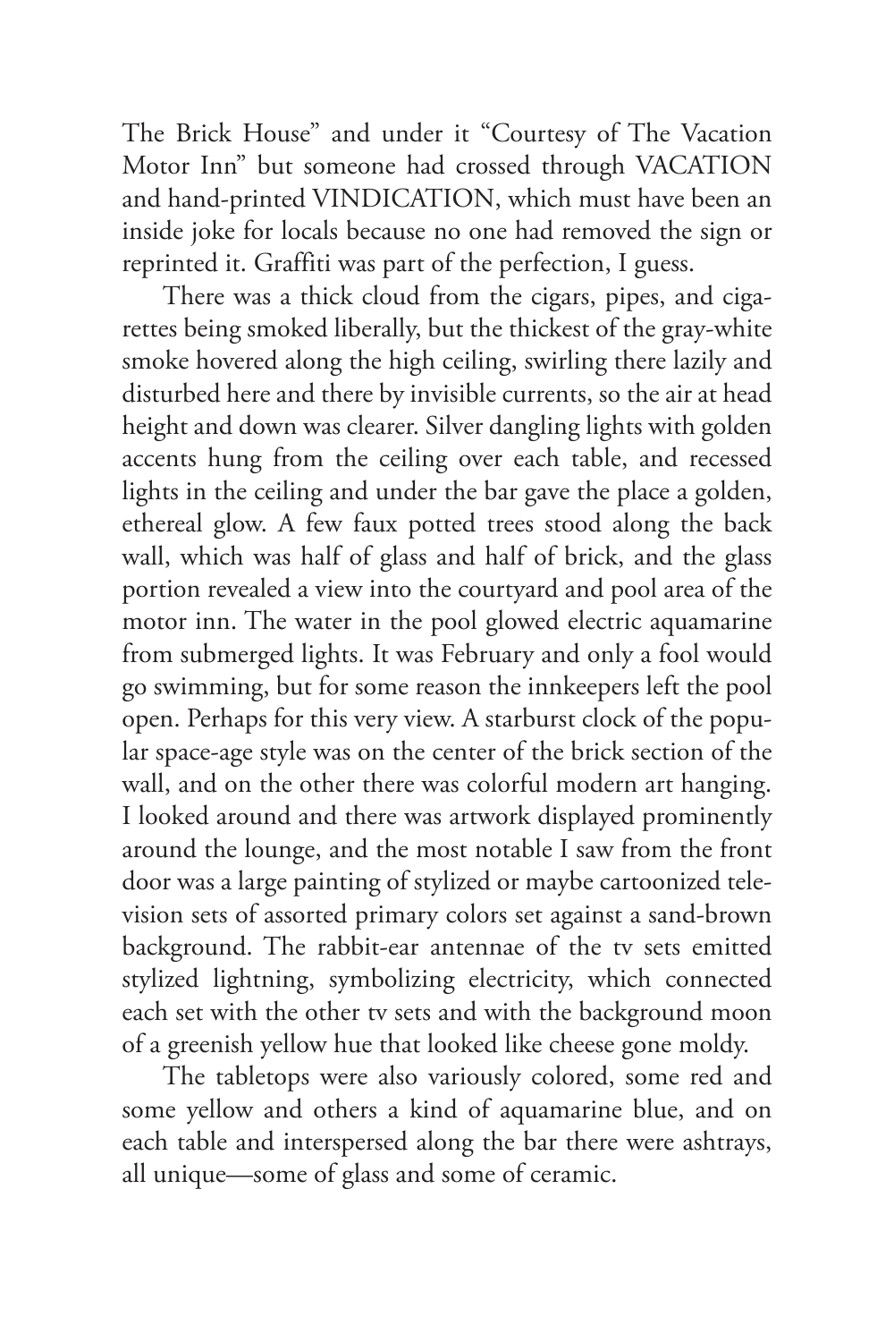The Brick House" and under it "Courtesy of The Vacation Motor Inn" but someone had crossed through VACATION and hand-printed VINDICATION, which must have been an inside joke for locals because no one had removed the sign or reprinted it. Graffiti was part of the perfection, I guess.

There was a thick cloud from the cigars, pipes, and cigarettes being smoked liberally, but the thickest of the gray-white smoke hovered along the high ceiling, swirling there lazily and disturbed here and there by invisible currents, so the air at head height and down was clearer. Silver dangling lights with golden accents hung from the ceiling over each table, and recessed lights in the ceiling and under the bar gave the place a golden, ethereal glow. A few faux potted trees stood along the back wall, which was half of glass and half of brick, and the glass portion revealed a view into the courtyard and pool area of the motor inn. The water in the pool glowed electric aquamarine from submerged lights. It was February and only a fool would go swimming, but for some reason the innkeepers left the pool open. Perhaps for this very view. A starburst clock of the popular space-age style was on the center of the brick section of the wall, and on the other there was colorful modern art hanging. I looked around and there was artwork displayed prominently around the lounge, and the most notable I saw from the front door was a large painting of stylized or maybe cartoonized television sets of assorted primary colors set against a sand-brown background. The rabbit-ear antennae of the tv sets emitted stylized lightning, symbolizing electricity, which connected each set with the other tv sets and with the background moon of a greenish yellow hue that looked like cheese gone moldy.

The tabletops were also variously colored, some red and some yellow and others a kind of aquamarine blue, and on each table and interspersed along the bar there were ashtrays, all unique—some of glass and some of ceramic.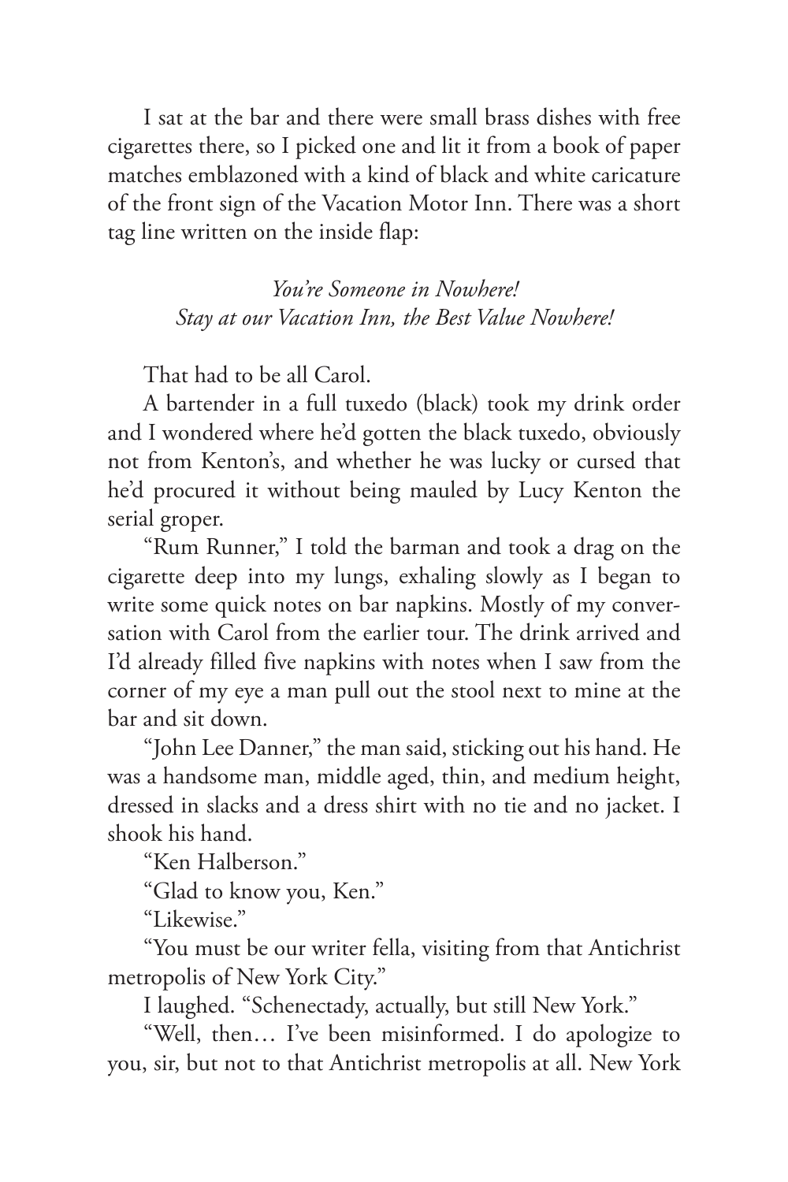I sat at the bar and there were small brass dishes with free cigarettes there, so I picked one and lit it from a book of paper matches emblazoned with a kind of black and white caricature of the front sign of the Vacation Motor Inn. There was a short tag line written on the inside flap:

*You're Someone in Nowhere!*
*Stay at our Vacation Inn, the Best Value Nowhere!*

That had to be all Carol.

A bartender in a full tuxedo (black) took my drink order and I wondered where he'd gotten the black tuxedo, obviously not from Kenton's, and whether he was lucky or cursed that he'd procured it without being mauled by Lucy Kenton the serial groper.

"Rum Runner," I told the barman and took a drag on the cigarette deep into my lungs, exhaling slowly as I began to write some quick notes on bar napkins. Mostly of my conversation with Carol from the earlier tour. The drink arrived and I'd already filled five napkins with notes when I saw from the corner of my eye a man pull out the stool next to mine at the bar and sit down.

"John Lee Danner," the man said, sticking out his hand. He was a handsome man, middle aged, thin, and medium height, dressed in slacks and a dress shirt with no tie and no jacket. I shook his hand.

"Ken Halberson."

"Glad to know you, Ken."

"Likewise."

"You must be our writer fella, visiting from that Antichrist metropolis of New York City."

I laughed. "Schenectady, actually, but still New York."

"Well, then… I've been misinformed. I do apologize to you, sir, but not to that Antichrist metropolis at all. New York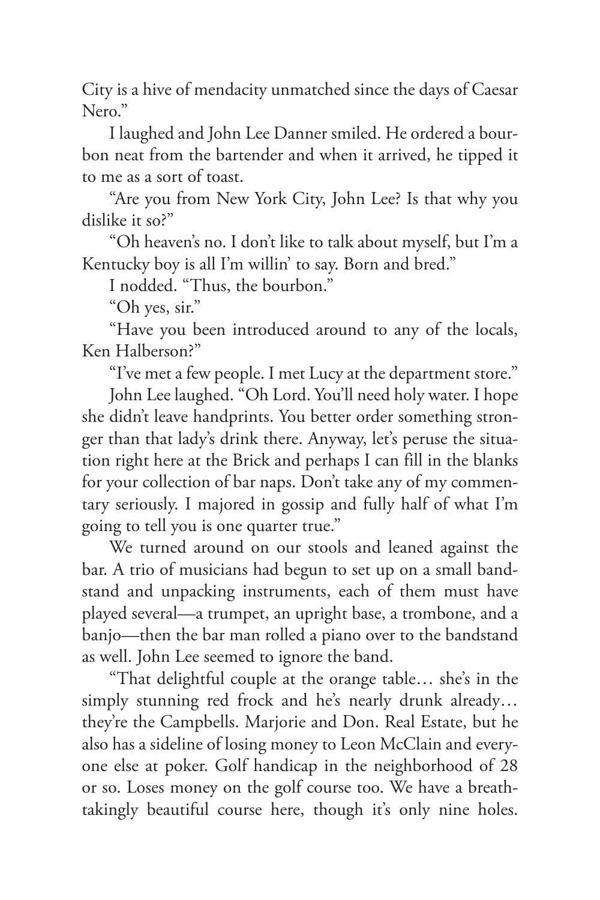City is a hive of mendacity unmatched since the days of Caesar Nero."

I laughed and John Lee Danner smiled. He ordered a bourbon neat from the bartender and when it arrived, he tipped it to me as a sort of toast.

"Are you from New York City, John Lee? Is that why you dislike it so?"

"Oh heaven's no. I don't like to talk about myself, but I'm a Kentucky boy is all I'm willin' to say. Born and bred."

I nodded. "Thus, the bourbon."

"Oh yes, sir."

"Have you been introduced around to any of the locals, Ken Halberson?"

"I've met a few people. I met Lucy at the department store."

John Lee laughed. "Oh Lord. You'll need holy water. I hope she didn't leave handprints. You better order something stronger than that lady's drink there. Anyway, let's peruse the situation right here at the Brick and perhaps I can fill in the blanks for your collection of bar naps. Don't take any of my commentary seriously. I majored in gossip and fully half of what I'm going to tell you is one quarter true."

We turned around on our stools and leaned against the bar. A trio of musicians had begun to set up on a small bandstand and unpacking instruments, each of them must have played several—a trumpet, an upright base, a trombone, and a banjo—then the bar man rolled a piano over to the bandstand as well. John Lee seemed to ignore the band.

"That delightful couple at the orange table… she's in the simply stunning red frock and he's nearly drunk already… they're the Campbells. Marjorie and Don. Real Estate, but he also has a sideline of losing money to Leon McClain and everyone else at poker. Golf handicap in the neighborhood of 28 or so. Loses money on the golf course too. We have a breathtakingly beautiful course here, though it's only nine holes.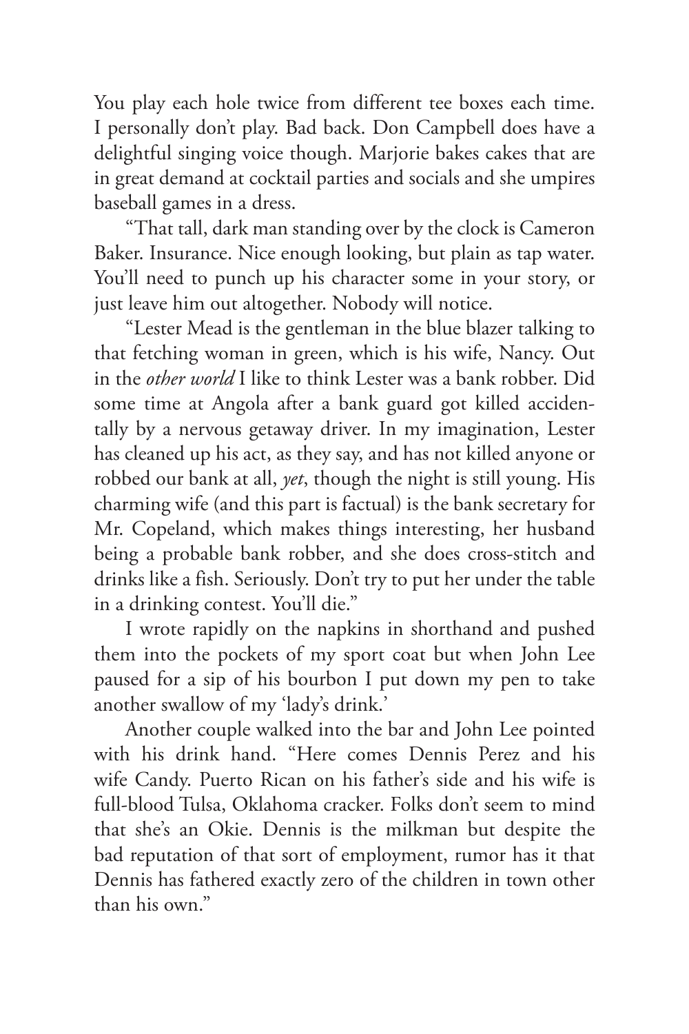You play each hole twice from different tee boxes each time. I personally don't play. Bad back. Don Campbell does have a delightful singing voice though. Marjorie bakes cakes that are in great demand at cocktail parties and socials and she umpires baseball games in a dress.

"That tall, dark man standing over by the clock is Cameron Baker. Insurance. Nice enough looking, but plain as tap water. You'll need to punch up his character some in your story, or just leave him out altogether. Nobody will notice.

"Lester Mead is the gentleman in the blue blazer talking to that fetching woman in green, which is his wife, Nancy. Out in the *other world* I like to think Lester was a bank robber. Did some time at Angola after a bank guard got killed accidentally by a nervous getaway driver. In my imagination, Lester has cleaned up his act, as they say, and has not killed anyone or robbed our bank at all, *yet*, though the night is still young. His charming wife (and this part is factual) is the bank secretary for Mr. Copeland, which makes things interesting, her husband being a probable bank robber, and she does cross-stitch and drinks like a fish. Seriously. Don't try to put her under the table in a drinking contest. You'll die."

I wrote rapidly on the napkins in shorthand and pushed them into the pockets of my sport coat but when John Lee paused for a sip of his bourbon I put down my pen to take another swallow of my 'lady's drink.'

Another couple walked into the bar and John Lee pointed with his drink hand. "Here comes Dennis Perez and his wife Candy. Puerto Rican on his father's side and his wife is full-blood Tulsa, Oklahoma cracker. Folks don't seem to mind that she's an Okie. Dennis is the milkman but despite the bad reputation of that sort of employment, rumor has it that Dennis has fathered exactly zero of the children in town other than his own."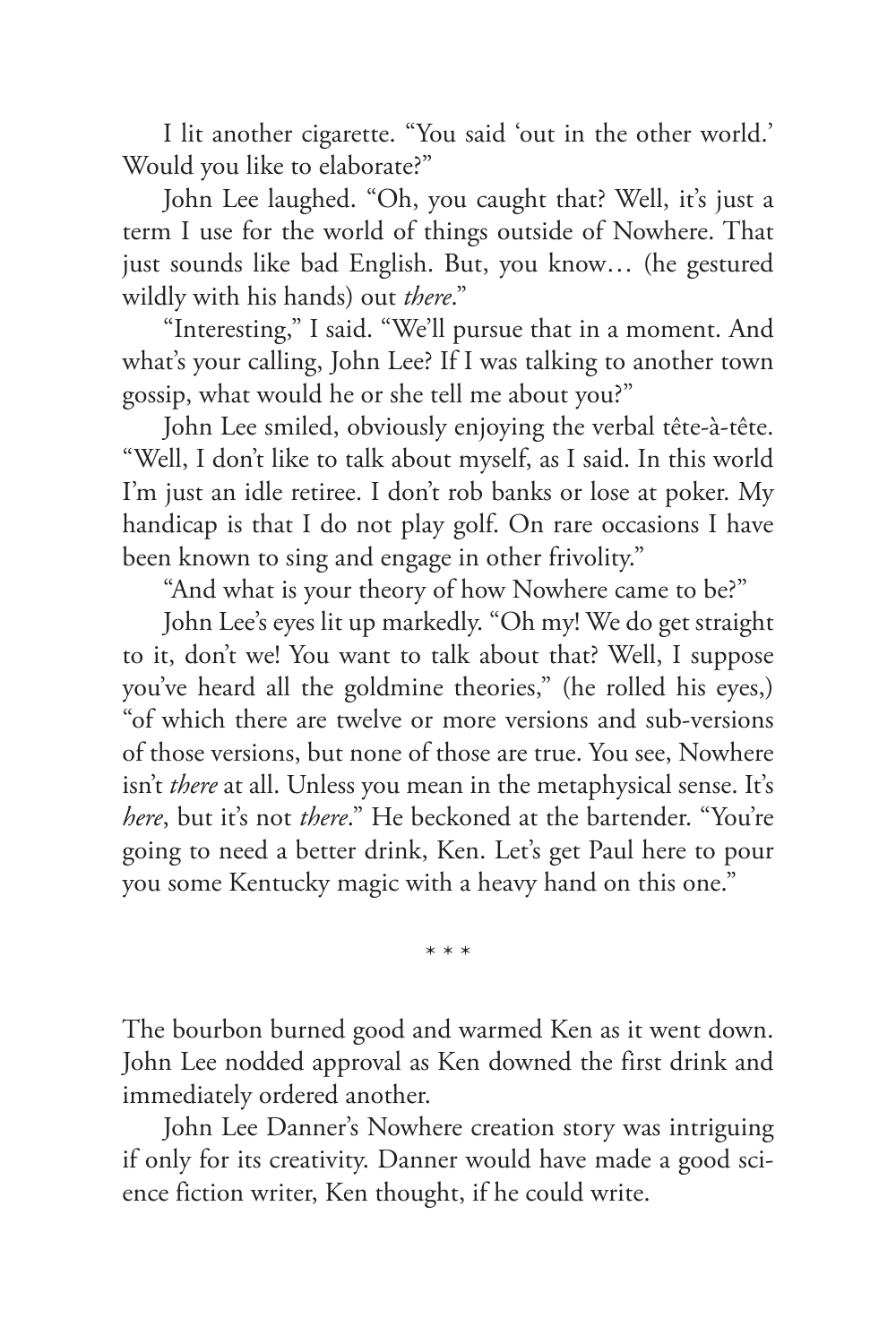I lit another cigarette. "You said 'out in the other world.' Would you like to elaborate?"

John Lee laughed. "Oh, you caught that? Well, it's just a term I use for the world of things outside of Nowhere. That just sounds like bad English. But, you know… (he gestured wildly with his hands) out *there*."

"Interesting," I said. "We'll pursue that in a moment. And what's your calling, John Lee? If I was talking to another town gossip, what would he or she tell me about you?"

John Lee smiled, obviously enjoying the verbal tête-à-tête. "Well, I don't like to talk about myself, as I said. In this world I'm just an idle retiree. I don't rob banks or lose at poker. My handicap is that I do not play golf. On rare occasions I have been known to sing and engage in other frivolity."

"And what is your theory of how Nowhere came to be?"

John Lee's eyes lit up markedly. "Oh my! We do get straight to it, don't we! You want to talk about that? Well, I suppose you've heard all the goldmine theories," (he rolled his eyes,) "of which there are twelve or more versions and sub-versions of those versions, but none of those are true. You see, Nowhere isn't *there* at all. Unless you mean in the metaphysical sense. It's *here*, but it's not *there*." He beckoned at the bartender. "You're going to need a better drink, Ken. Let's get Paul here to pour you some Kentucky magic with a heavy hand on this one."

\* \* \*

The bourbon burned good and warmed Ken as it went down. John Lee nodded approval as Ken downed the first drink and immediately ordered another.

John Lee Danner's Nowhere creation story was intriguing if only for its creativity. Danner would have made a good science fiction writer, Ken thought, if he could write.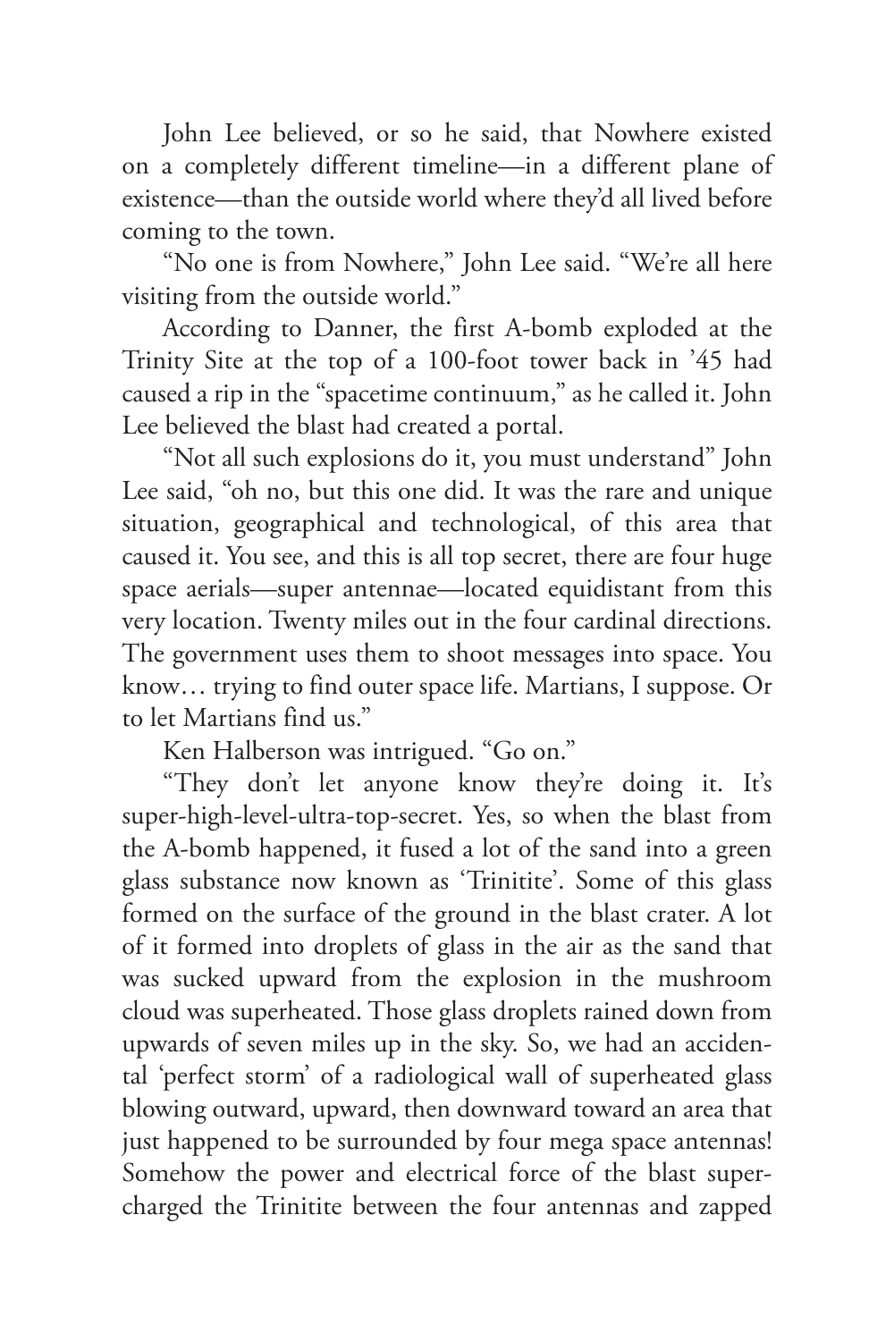John Lee believed, or so he said, that Nowhere existed on a completely different timeline—in a different plane of existence—than the outside world where they'd all lived before coming to the town.

"No one is from Nowhere," John Lee said. "We're all here visiting from the outside world."

According to Danner, the first A-bomb exploded at the Trinity Site at the top of a 100-foot tower back in '45 had caused a rip in the "spacetime continuum," as he called it. John Lee believed the blast had created a portal.

"Not all such explosions do it, you must understand" John Lee said, "oh no, but this one did. It was the rare and unique situation, geographical and technological, of this area that caused it. You see, and this is all top secret, there are four huge space aerials—super antennae—located equidistant from this very location. Twenty miles out in the four cardinal directions. The government uses them to shoot messages into space. You know… trying to find outer space life. Martians, I suppose. Or to let Martians find us."

Ken Halberson was intrigued. "Go on."

"They don't let anyone know they're doing it. It's super-high-level-ultra-top-secret. Yes, so when the blast from the A-bomb happened, it fused a lot of the sand into a green glass substance now known as 'Trinitite'. Some of this glass formed on the surface of the ground in the blast crater. A lot of it formed into droplets of glass in the air as the sand that was sucked upward from the explosion in the mushroom cloud was superheated. Those glass droplets rained down from upwards of seven miles up in the sky. So, we had an accidental 'perfect storm' of a radiological wall of superheated glass blowing outward, upward, then downward toward an area that just happened to be surrounded by four mega space antennas! Somehow the power and electrical force of the blast supercharged the Trinitite between the four antennas and zapped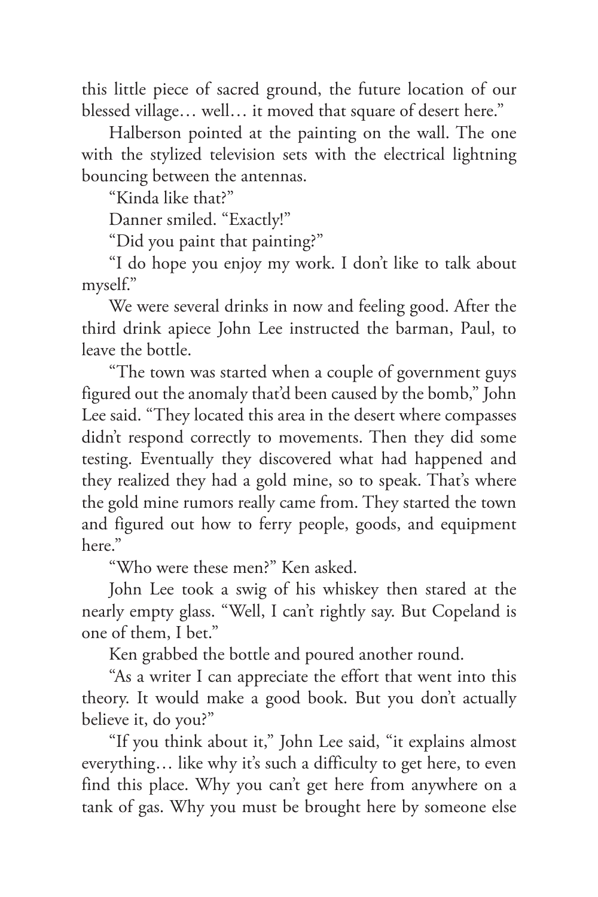this little piece of sacred ground, the future location of our blessed village… well… it moved that square of desert here."

Halberson pointed at the painting on the wall. The one with the stylized television sets with the electrical lightning bouncing between the antennas.

"Kinda like that?"

Danner smiled. "Exactly!"

"Did you paint that painting?"

"I do hope you enjoy my work. I don't like to talk about myself."

We were several drinks in now and feeling good. After the third drink apiece John Lee instructed the barman, Paul, to leave the bottle.

"The town was started when a couple of government guys figured out the anomaly that'd been caused by the bomb," John Lee said. "They located this area in the desert where compasses didn't respond correctly to movements. Then they did some testing. Eventually they discovered what had happened and they realized they had a gold mine, so to speak. That's where the gold mine rumors really came from. They started the town and figured out how to ferry people, goods, and equipment here."

"Who were these men?" Ken asked.

John Lee took a swig of his whiskey then stared at the nearly empty glass. "Well, I can't rightly say. But Copeland is one of them, I bet."

Ken grabbed the bottle and poured another round.

"As a writer I can appreciate the effort that went into this theory. It would make a good book. But you don't actually believe it, do you?"

"If you think about it," John Lee said, "it explains almost everything… like why it's such a difficulty to get here, to even find this place. Why you can't get here from anywhere on a tank of gas. Why you must be brought here by someone else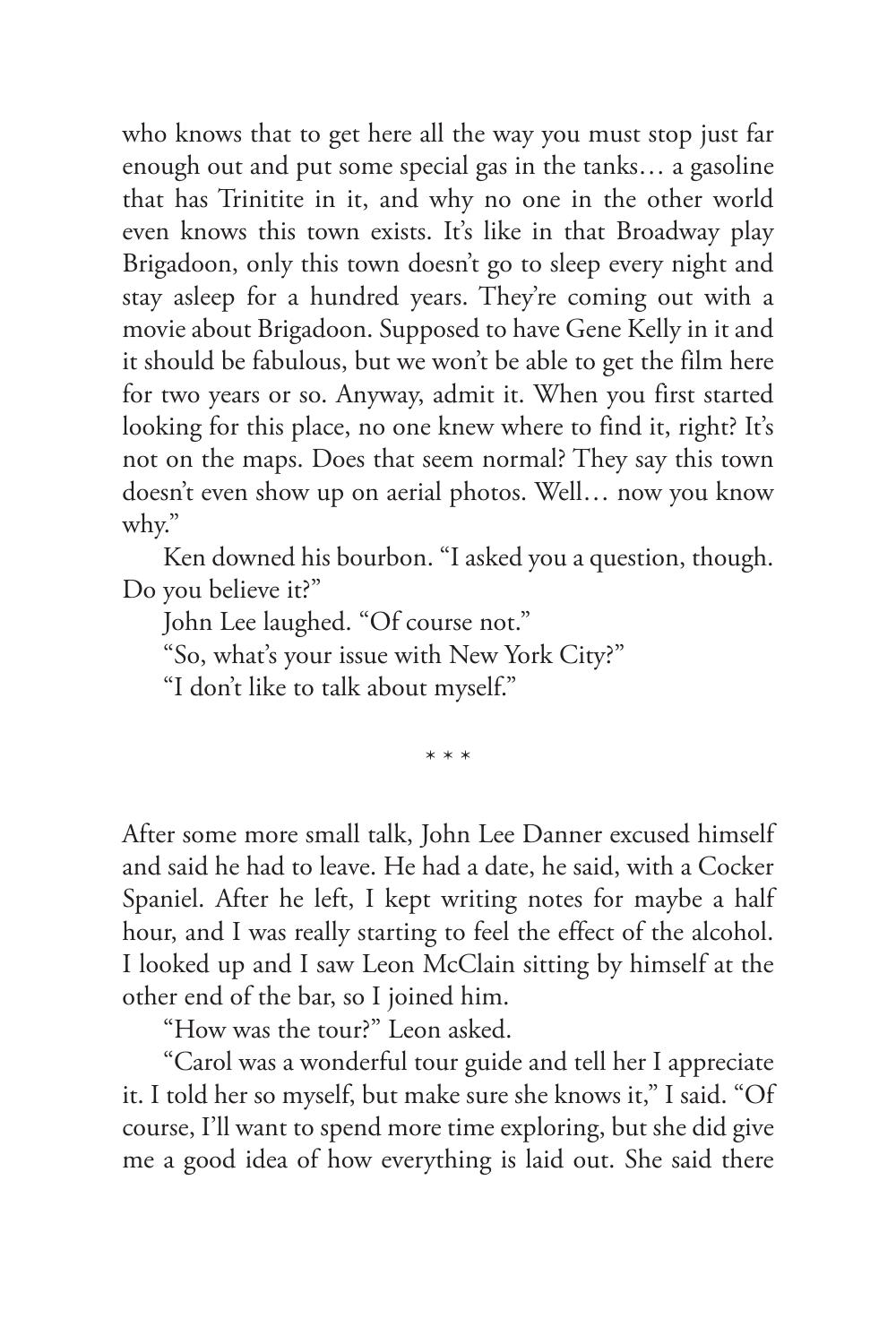who knows that to get here all the way you must stop just far enough out and put some special gas in the tanks… a gasoline that has Trinitite in it, and why no one in the other world even knows this town exists. It's like in that Broadway play Brigadoon, only this town doesn't go to sleep every night and stay asleep for a hundred years. They're coming out with a movie about Brigadoon. Supposed to have Gene Kelly in it and it should be fabulous, but we won't be able to get the film here for two years or so. Anyway, admit it. When you first started looking for this place, no one knew where to find it, right? It's not on the maps. Does that seem normal? They say this town doesn't even show up on aerial photos. Well… now you know why."

Ken downed his bourbon. "I asked you a question, though. Do you believe it?"

John Lee laughed. "Of course not."

"So, what's your issue with New York City?"

"I don't like to talk about myself."

\* \* \*

After some more small talk, John Lee Danner excused himself and said he had to leave. He had a date, he said, with a Cocker Spaniel. After he left, I kept writing notes for maybe a half hour, and I was really starting to feel the effect of the alcohol. I looked up and I saw Leon McClain sitting by himself at the other end of the bar, so I joined him.

"How was the tour?" Leon asked.

"Carol was a wonderful tour guide and tell her I appreciate it. I told her so myself, but make sure she knows it," I said. "Of course, I'll want to spend more time exploring, but she did give me a good idea of how everything is laid out. She said there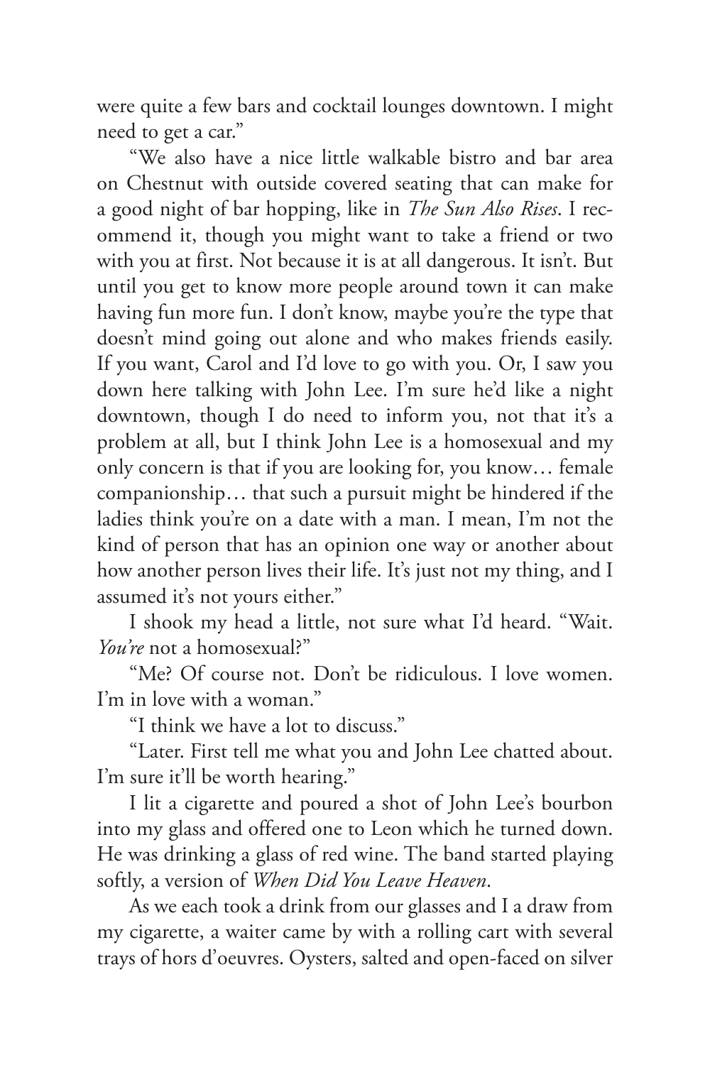were quite a few bars and cocktail lounges downtown. I might need to get a car."

"We also have a nice little walkable bistro and bar area on Chestnut with outside covered seating that can make for a good night of bar hopping, like in *The Sun Also Rises*. I recommend it, though you might want to take a friend or two with you at first. Not because it is at all dangerous. It isn't. But until you get to know more people around town it can make having fun more fun. I don't know, maybe you're the type that doesn't mind going out alone and who makes friends easily. If you want, Carol and I'd love to go with you. Or, I saw you down here talking with John Lee. I'm sure he'd like a night downtown, though I do need to inform you, not that it's a problem at all, but I think John Lee is a homosexual and my only concern is that if you are looking for, you know… female companionship… that such a pursuit might be hindered if the ladies think you're on a date with a man. I mean, I'm not the kind of person that has an opinion one way or another about how another person lives their life. It's just not my thing, and I assumed it's not yours either."

I shook my head a little, not sure what I'd heard. "Wait. *You're* not a homosexual?"

"Me? Of course not. Don't be ridiculous. I love women. I'm in love with a woman."

"I think we have a lot to discuss."

"Later. First tell me what you and John Lee chatted about. I'm sure it'll be worth hearing."

I lit a cigarette and poured a shot of John Lee's bourbon into my glass and offered one to Leon which he turned down. He was drinking a glass of red wine. The band started playing softly, a version of *When Did You Leave Heaven*.

As we each took a drink from our glasses and I a draw from my cigarette, a waiter came by with a rolling cart with several trays of hors d'oeuvres. Oysters, salted and open-faced on silver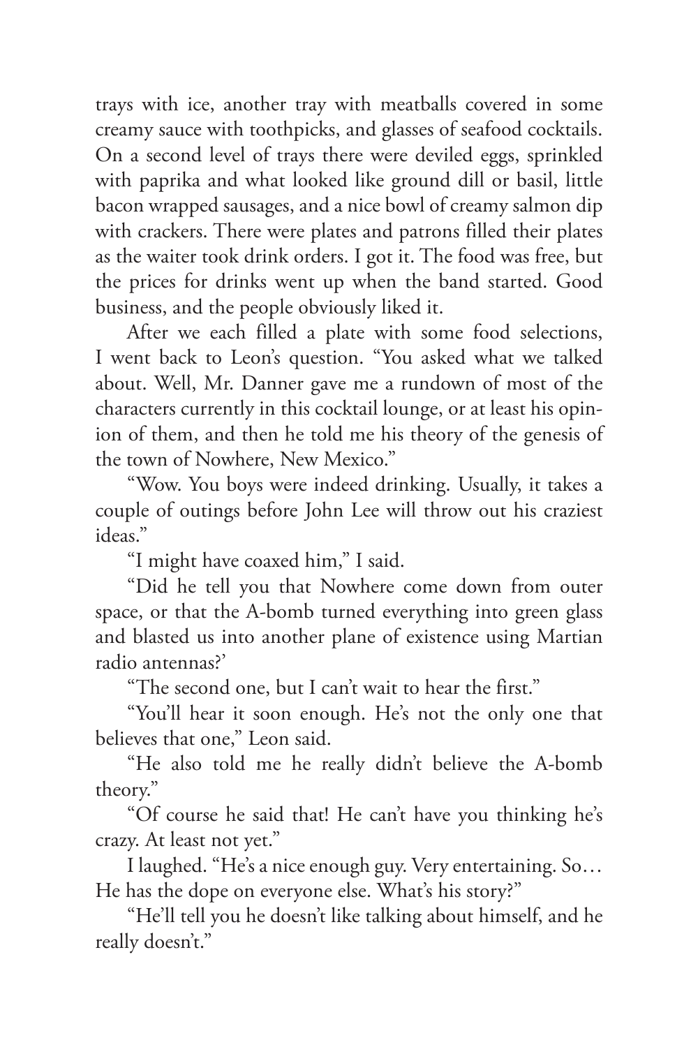trays with ice, another tray with meatballs covered in some creamy sauce with toothpicks, and glasses of seafood cocktails. On a second level of trays there were deviled eggs, sprinkled with paprika and what looked like ground dill or basil, little bacon wrapped sausages, and a nice bowl of creamy salmon dip with crackers. There were plates and patrons filled their plates as the waiter took drink orders. I got it. The food was free, but the prices for drinks went up when the band started. Good business, and the people obviously liked it.

After we each filled a plate with some food selections, I went back to Leon's question. "You asked what we talked about. Well, Mr. Danner gave me a rundown of most of the characters currently in this cocktail lounge, or at least his opinion of them, and then he told me his theory of the genesis of the town of Nowhere, New Mexico."

"Wow. You boys were indeed drinking. Usually, it takes a couple of outings before John Lee will throw out his craziest ideas."

"I might have coaxed him," I said.

"Did he tell you that Nowhere come down from outer space, or that the A-bomb turned everything into green glass and blasted us into another plane of existence using Martian radio antennas?'

"The second one, but I can't wait to hear the first."

"You'll hear it soon enough. He's not the only one that believes that one," Leon said.

"He also told me he really didn't believe the A-bomb theory."

"Of course he said that! He can't have you thinking he's crazy. At least not yet."

I laughed. "He's a nice enough guy. Very entertaining. So… He has the dope on everyone else. What's his story?"

"He'll tell you he doesn't like talking about himself, and he really doesn't."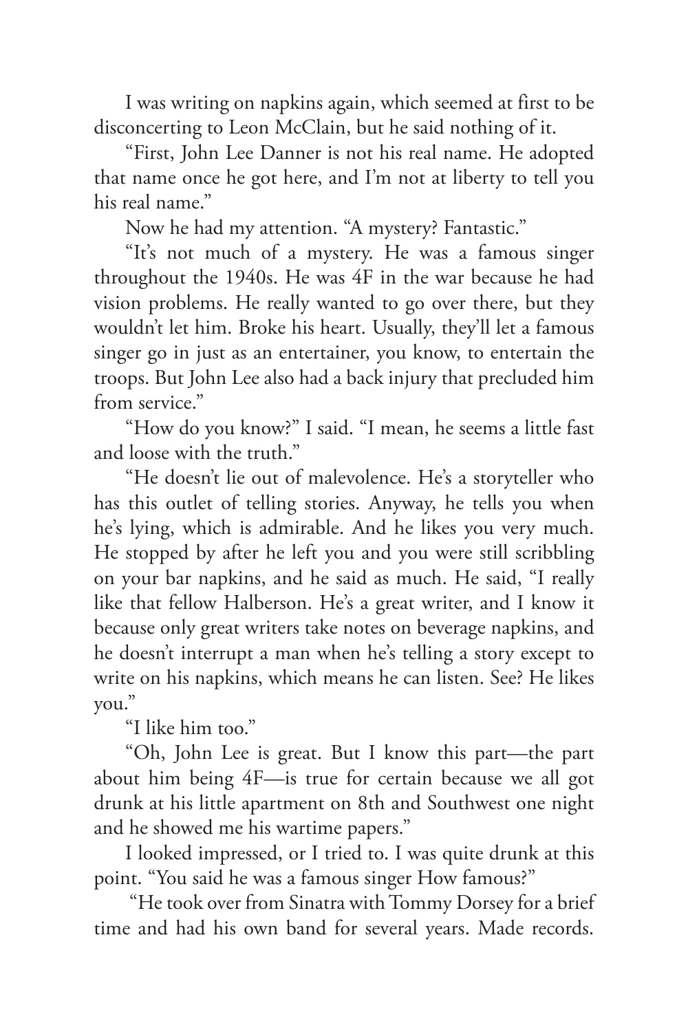I was writing on napkins again, which seemed at first to be disconcerting to Leon McClain, but he said nothing of it.

"First, John Lee Danner is not his real name. He adopted that name once he got here, and I'm not at liberty to tell you his real name."

Now he had my attention. "A mystery? Fantastic."

"It's not much of a mystery. He was a famous singer throughout the 1940s. He was 4F in the war because he had vision problems. He really wanted to go over there, but they wouldn't let him. Broke his heart. Usually, they'll let a famous singer go in just as an entertainer, you know, to entertain the troops. But John Lee also had a back injury that precluded him from service."

"How do you know?" I said. "I mean, he seems a little fast and loose with the truth."

"He doesn't lie out of malevolence. He's a storyteller who has this outlet of telling stories. Anyway, he tells you when he's lying, which is admirable. And he likes you very much. He stopped by after he left you and you were still scribbling on your bar napkins, and he said as much. He said, "I really like that fellow Halberson. He's a great writer, and I know it because only great writers take notes on beverage napkins, and he doesn't interrupt a man when he's telling a story except to write on his napkins, which means he can listen. See? He likes you."

"I like him too."

"Oh, John Lee is great. But I know this part—the part about him being 4F—is true for certain because we all got drunk at his little apartment on 8th and Southwest one night and he showed me his wartime papers."

I looked impressed, or I tried to. I was quite drunk at this point. "You said he was a famous singer How famous?"

"He took over from Sinatra with Tommy Dorsey for a brief time and had his own band for several years. Made records.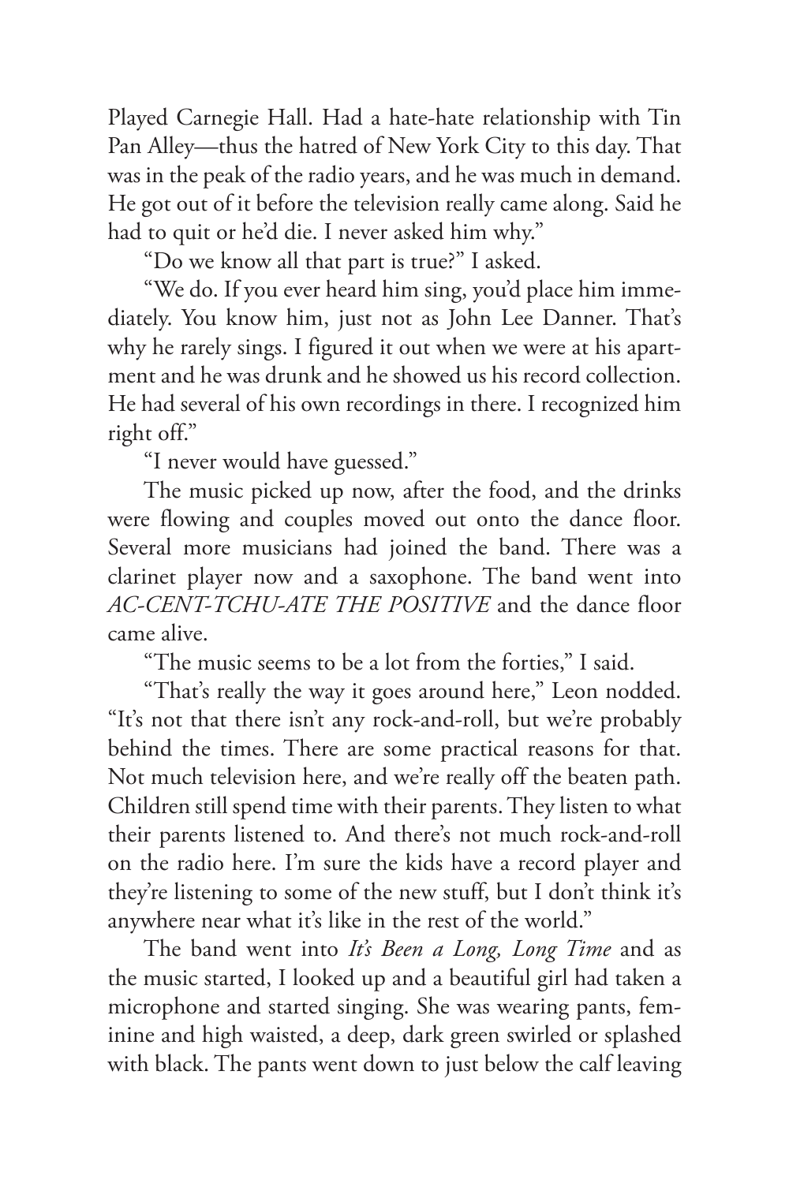Played Carnegie Hall. Had a hate-hate relationship with Tin Pan Alley—thus the hatred of New York City to this day. That was in the peak of the radio years, and he was much in demand. He got out of it before the television really came along. Said he had to quit or he'd die. I never asked him why."

"Do we know all that part is true?" I asked.

"We do. If you ever heard him sing, you'd place him immediately. You know him, just not as John Lee Danner. That's why he rarely sings. I figured it out when we were at his apartment and he was drunk and he showed us his record collection. He had several of his own recordings in there. I recognized him right off."

"I never would have guessed."

The music picked up now, after the food, and the drinks were flowing and couples moved out onto the dance floor. Several more musicians had joined the band. There was a clarinet player now and a saxophone. The band went into *AC-CENT-TCHU-ATE THE POSITIVE* and the dance floor came alive.

"The music seems to be a lot from the forties," I said.

"That's really the way it goes around here," Leon nodded. "It's not that there isn't any rock-and-roll, but we're probably behind the times. There are some practical reasons for that. Not much television here, and we're really off the beaten path. Children still spend time with their parents. They listen to what their parents listened to. And there's not much rock-and-roll on the radio here. I'm sure the kids have a record player and they're listening to some of the new stuff, but I don't think it's anywhere near what it's like in the rest of the world."

The band went into *It's Been a Long, Long Time* and as the music started, I looked up and a beautiful girl had taken a microphone and started singing. She was wearing pants, feminine and high waisted, a deep, dark green swirled or splashed with black. The pants went down to just below the calf leaving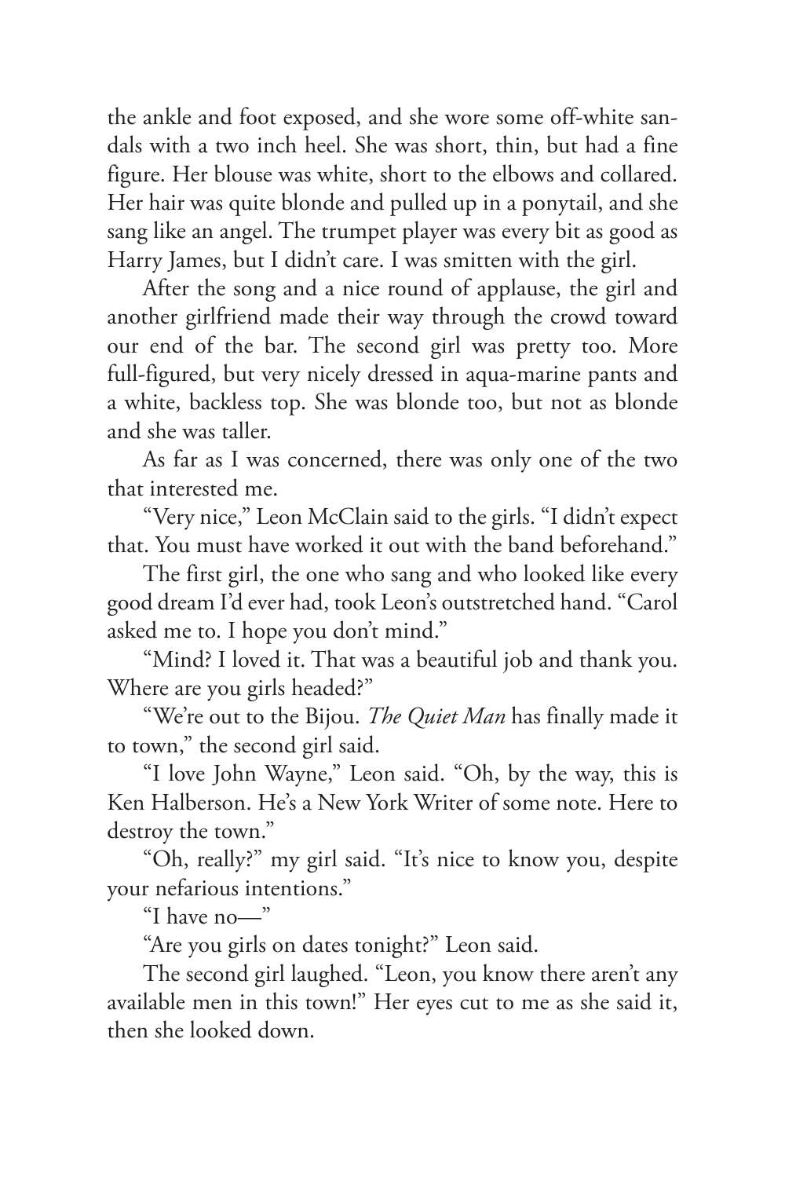the ankle and foot exposed, and she wore some off-white sandals with a two inch heel. She was short, thin, but had a fine figure. Her blouse was white, short to the elbows and collared. Her hair was quite blonde and pulled up in a ponytail, and she sang like an angel. The trumpet player was every bit as good as Harry James, but I didn't care. I was smitten with the girl.

After the song and a nice round of applause, the girl and another girlfriend made their way through the crowd toward our end of the bar. The second girl was pretty too. More full-figured, but very nicely dressed in aqua-marine pants and a white, backless top. She was blonde too, but not as blonde and she was taller.

As far as I was concerned, there was only one of the two that interested me.

"Very nice," Leon McClain said to the girls. "I didn't expect that. You must have worked it out with the band beforehand."

The first girl, the one who sang and who looked like every good dream I'd ever had, took Leon's outstretched hand. "Carol asked me to. I hope you don't mind."

"Mind? I loved it. That was a beautiful job and thank you. Where are you girls headed?"

"We're out to the Bijou. *The Quiet Man* has finally made it to town," the second girl said.

"I love John Wayne," Leon said. "Oh, by the way, this is Ken Halberson. He's a New York Writer of some note. Here to destroy the town."

"Oh, really?" my girl said. "It's nice to know you, despite your nefarious intentions."

"I have no—"

"Are you girls on dates tonight?" Leon said.

The second girl laughed. "Leon, you know there aren't any available men in this town!" Her eyes cut to me as she said it, then she looked down.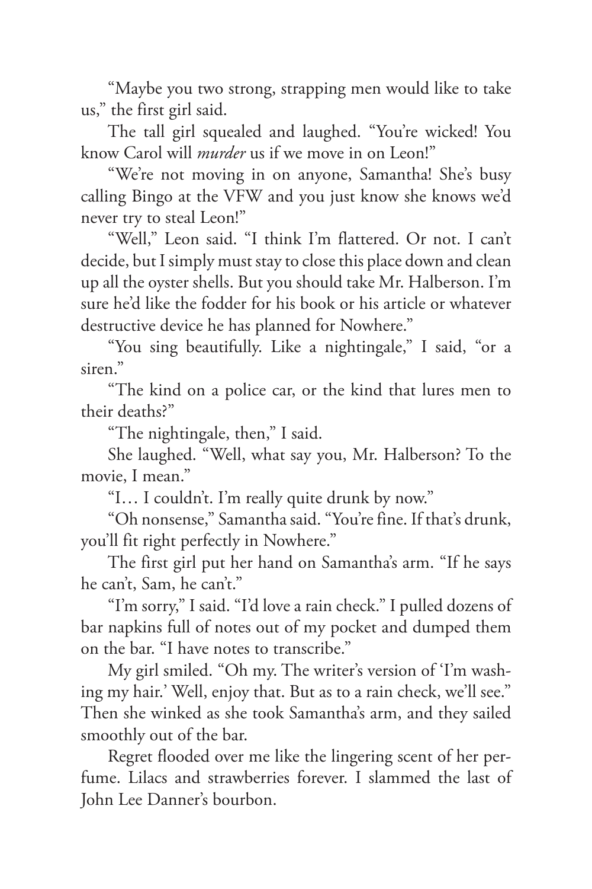"Maybe you two strong, strapping men would like to take us," the first girl said.

The tall girl squealed and laughed. "You're wicked! You know Carol will *murder* us if we move in on Leon!"

"We're not moving in on anyone, Samantha! She's busy calling Bingo at the VFW and you just know she knows we'd never try to steal Leon!"

"Well," Leon said. "I think I'm flattered. Or not. I can't decide, but I simply must stay to close this place down and clean up all the oyster shells. But you should take Mr. Halberson. I'm sure he'd like the fodder for his book or his article or whatever destructive device he has planned for Nowhere."

"You sing beautifully. Like a nightingale," I said, "or a siren."

"The kind on a police car, or the kind that lures men to their deaths?"

"The nightingale, then," I said.

She laughed. "Well, what say you, Mr. Halberson? To the movie, I mean."

"I… I couldn't. I'm really quite drunk by now."

"Oh nonsense," Samantha said. "You're fine. If that's drunk, you'll fit right perfectly in Nowhere."

The first girl put her hand on Samantha's arm. "If he says he can't, Sam, he can't."

"I'm sorry," I said. "I'd love a rain check." I pulled dozens of bar napkins full of notes out of my pocket and dumped them on the bar. "I have notes to transcribe."

My girl smiled. "Oh my. The writer's version of 'I'm washing my hair.' Well, enjoy that. But as to a rain check, we'll see." Then she winked as she took Samantha's arm, and they sailed smoothly out of the bar.

Regret flooded over me like the lingering scent of her perfume. Lilacs and strawberries forever. I slammed the last of John Lee Danner's bourbon.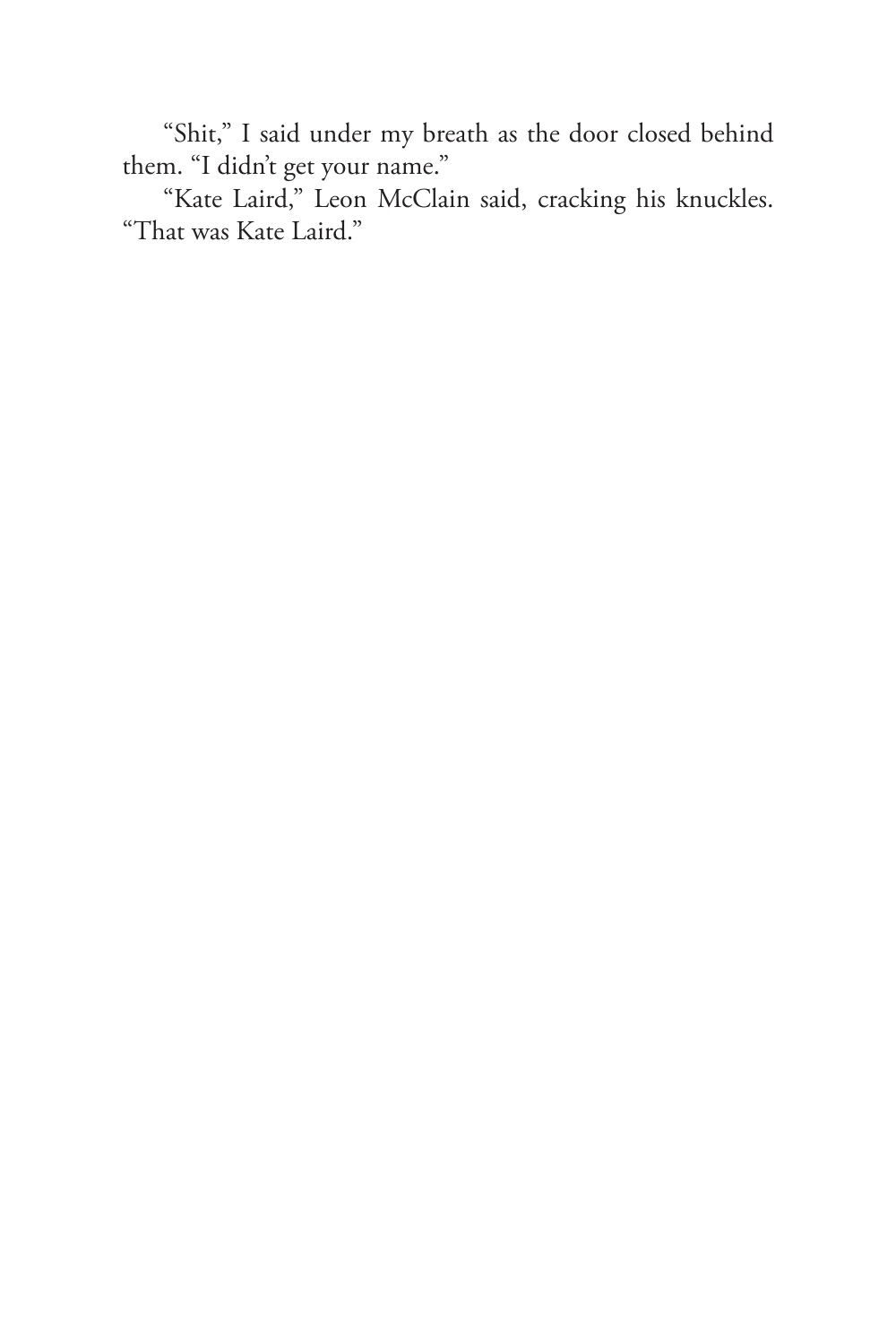"Shit," I said under my breath as the door closed behind them. "I didn't get your name."

"Kate Laird," Leon McClain said, cracking his knuckles. "That was Kate Laird."